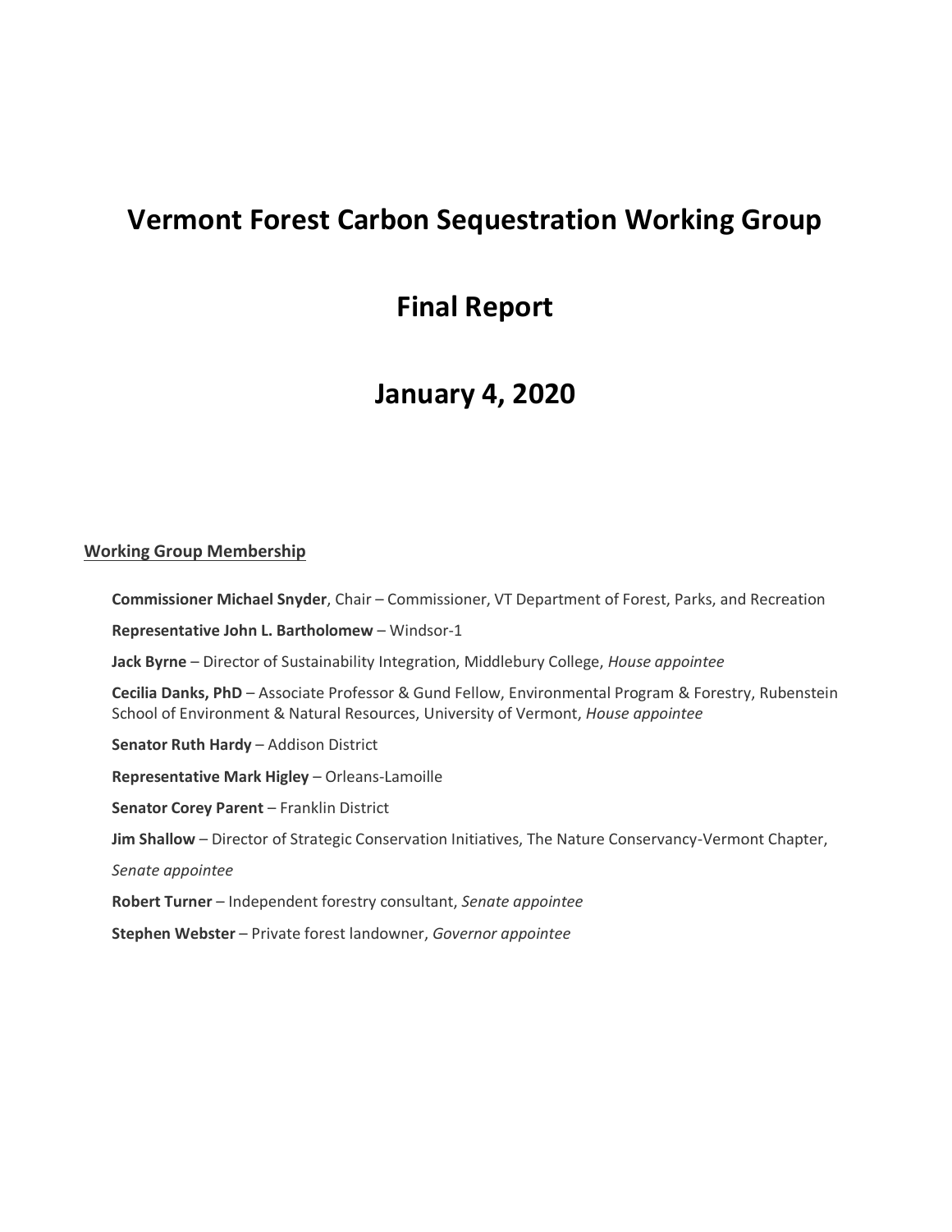# Vermont Forest Carbon Sequestration Working Group

# Final Report

# January 4, 2020

**Working Group Membership**

**Commissioner Michael Snyder**, Chair – Commissioner, VT Department of Forest, Parks, and Recreation

**Representative John L. Bartholomew** – Windsor-1

**Jack Byrne** – Director of Sustainability Integration, Middlebury College, *House appointee*

**Cecilia Danks, PhD** – Associate Professor & Gund Fellow, Environmental Program & Forestry, Rubenstein School of Environment & Natural Resources, University of Vermont, *House appointee*

**Senator Ruth Hardy** – Addison District

**Representative Mark Higley** – Orleans-Lamoille

**Senator Corey Parent** – Franklin District

**Jim Shallow** – Director of Strategic Conservation Initiatives, The Nature Conservancy-Vermont Chapter,

*Senate appointee*

**Robert Turner** – Independent forestry consultant, *Senate appointee*

**Stephen Webster** – Private forest landowner, *Governor appointee*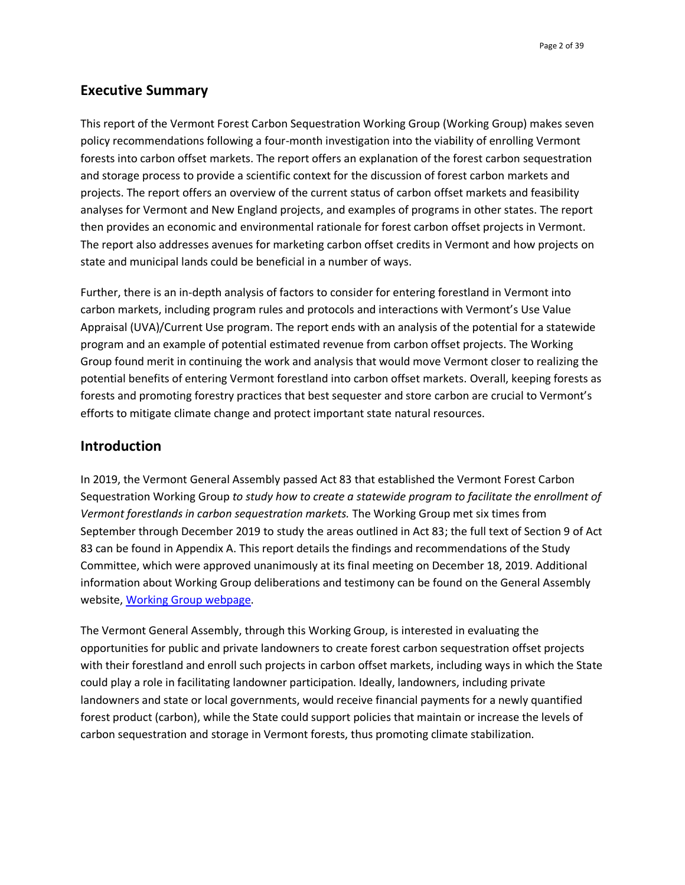## Executive Summary

This report of the Vermont Forest Carbon Sequestration Working Group (Working Group) makes seven policy recommendations following a four-month investigation into the viability of enrolling Vermont forests into carbon offset markets. The report offers an explanation of the forest carbon sequestration and storage process to provide a scientific context for the discussion of forest carbon markets and projects. The report offers an overview of the current status of carbon offset markets and feasibility analyses for Vermont and New England projects, and examples of programs in other states. The report then provides an economic and environmental rationale for forest carbon offset projects in Vermont. The report also addresses avenues for marketing carbon offset credits in Vermont and how projects on state and municipal lands could be beneficial in a number of ways.

Further, there is an in-depth analysis of factors to consider for entering forestland in Vermont into carbon markets, including program rules and protocols and interactions with Vermont's Use Value Appraisal (UVA)/Current Use program. The report ends with an analysis of the potential for a statewide program and an example of potential estimated revenue from carbon offset projects. The Working Group found merit in continuing the work and analysis that would move Vermont closer to realizing the potential benefits of entering Vermont forestland into carbon offset markets. Overall, keeping forests as forests and promoting forestry practices that best sequester and store carbon are crucial to Vermont's efforts to mitigate climate change and protect important state natural resources.

## Introduction

In 2019, the Vermont General Assembly passed Act 83 that established the Vermont Forest Carbon Sequestration Working Group *to study how to create a statewide program to facilitate the enrollment of Vermont forestlands in carbon sequestration markets.* The Working Group met six times from September through December 2019 to study the areas outlined in Act 83; the full text of Section 9 of Act 83 can be found in Appendix A. This report details the findings and recommendations of the Study Committee, which were approved unanimously at its final meeting on December 18, 2019. Additional information about Working Group deliberations and testimony can be found on the General Assembly website, [Working Group webpage](#).

The Vermont General Assembly, through this Working Group, is interested in evaluating the opportunities for public and private landowners to create forest carbon sequestration offset projects with their forestland and enroll such projects in carbon offset markets, including ways in which the State could play a role in facilitating landowner participation. Ideally, landowners, including private landowners and state or local governments, would receive financial payments for a newly quantified forest product (carbon), while the State could support policies that maintain or increase the levels of carbon sequestration and storage in Vermont forests, thus promoting climate stabilization.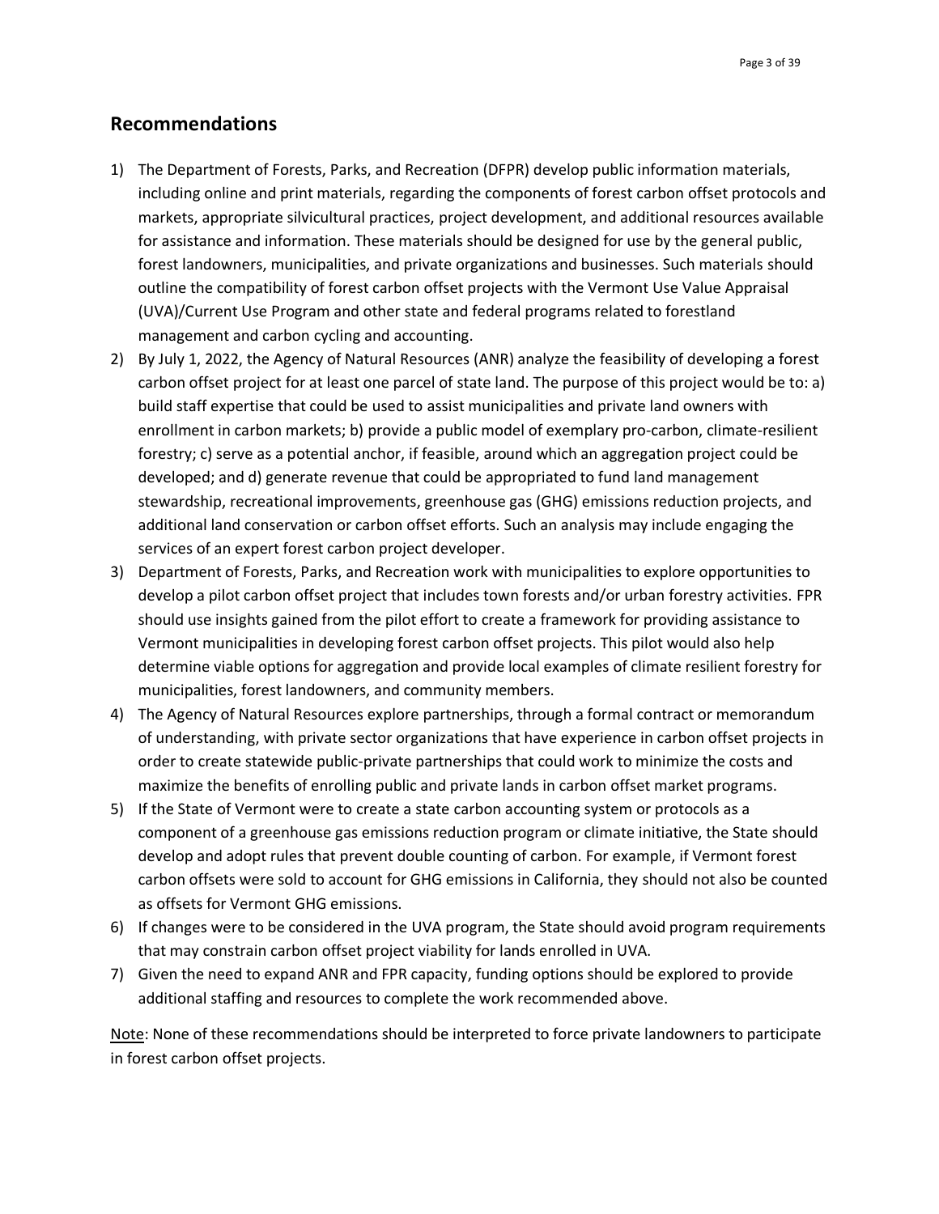## Recommendations

1) The Department of Forests, Parks, and Recreation (DFPR) develop public information materials, including online and print materials, regarding the components of forest carbon offset protocols and markets, appropriate silvicultural practices, project development, and additional resources available for assistance and information. These materials should be designed for use by the general public, forest landowners, municipalities, and private organizations and businesses. Such materials should outline the compatibility of forest carbon offset projects with the Vermont Use Value Appraisal (UVA)/Current Use Program and other state and federal programs related to forestland management and carbon cycling and accounting.
2) By July 1, 2022, the Agency of Natural Resources (ANR) analyze the feasibility of developing a forest carbon offset project for at least one parcel of state land. The purpose of this project would be to: a) build staff expertise that could be used to assist municipalities and private land owners with enrollment in carbon markets; b) provide a public model of exemplary pro-carbon, climate-resilient forestry; c) serve as a potential anchor, if feasible, around which an aggregation project could be developed; and d) generate revenue that could be appropriated to fund land management stewardship, recreational improvements, greenhouse gas (GHG) emissions reduction projects, and additional land conservation or carbon offset efforts. Such an analysis may include engaging the services of an expert forest carbon project developer.
3) Department of Forests, Parks, and Recreation work with municipalities to explore opportunities to develop a pilot carbon offset project that includes town forests and/or urban forestry activities. FPR should use insights gained from the pilot effort to create a framework for providing assistance to Vermont municipalities in developing forest carbon offset projects. This pilot would also help determine viable options for aggregation and provide local examples of climate resilient forestry for municipalities, forest landowners, and community members.
4) The Agency of Natural Resources explore partnerships, through a formal contract or memorandum of understanding, with private sector organizations that have experience in carbon offset projects in order to create statewide public-private partnerships that could work to minimize the costs and maximize the benefits of enrolling public and private lands in carbon offset market programs.
5) If the State of Vermont were to create a state carbon accounting system or protocols as a component of a greenhouse gas emissions reduction program or climate initiative, the State should develop and adopt rules that prevent double counting of carbon. For example, if Vermont forest carbon offsets were sold to account for GHG emissions in California, they should not also be counted as offsets for Vermont GHG emissions.
6) If changes were to be considered in the UVA program, the State should avoid program requirements that may constrain carbon offset project viability for lands enrolled in UVA.
7) Given the need to expand ANR and FPR capacity, funding options should be explored to provide additional staffing and resources to complete the work recommended above.

<u>Note</u>: None of these recommendations should be interpreted to force private landowners to participate in forest carbon offset projects.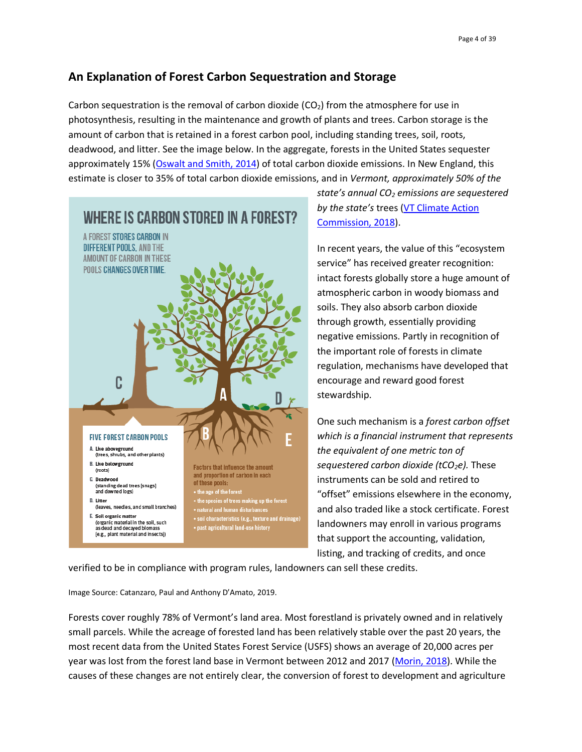## An Explanation of Forest Carbon Sequestration and Storage

Carbon sequestration is the removal of carbon dioxide ($CO_2$) from the atmosphere for use in photosynthesis, resulting in the maintenance and growth of plants and trees. Carbon storage is the amount of carbon that is retained in a forest carbon pool, including standing trees, soil, roots, deadwood, and litter. See the image below. In the aggregate, forests in the United States sequester approximately 15% (Oswalt and Smith, 2014) of total carbon dioxide emissions. In New England, this estimate is closer to 35% of total carbon dioxide emissions, and in *Vermont, approximately 50% of the state's annual $CO_2$ emissions are sequestered by the state's* trees (VT Climate Action Commission, 2018).

In recent years, the value of this "ecosystem service" has received greater recognition: intact forests globally store a huge amount of atmospheric carbon in woody biomass and soils. They also absorb carbon dioxide through growth, essentially providing negative emissions. Partly in recognition of the important role of forests in climate regulation, mechanisms have developed that encourage and reward good forest stewardship.

One such mechanism is a *forest carbon offset which is a financial instrument that represents the equivalent of one metric ton of sequestered carbon dioxide ($tCO_2e$).* These instruments can be sold and retired to "offset" emissions elsewhere in the economy, and also traded like a stock certificate. Forest landowners may enroll in various programs that support the accounting, validation, listing, and tracking of credits, and once verified to be in compliance with program rules, landowners can sell these credits.

**WHERE IS CARBON STORED IN A FOREST?**

A FOREST STORES CARBON IN DIFFERENT POOLS, AND THE AMOUNT OF CARBON IN THESE POOLS CHANGES OVER TIME.

**FIVE FOREST CARBON POOLS**

- A. Live aboveground (trees, shrubs, and other plants)
- B. Live belowground (roots)
- C. Deadwood (standing dead trees [snags] and downed logs)
- D. Litter (leaves, needles, and small branches)
- E. Soil organic matter (organic material in the soil, such as dead and decayed biomass [e.g., plant material and insects])

Factors that influence the amount and proportion of carbon in each of these pools:

- the age of the forest
- the species of trees making up the forest
- natural and human disturbances
- soil characteristics (e.g., texture and drainage)
- past agricultural land-use history

Image Source: Catanzaro, Paul and Anthony D'Amato, 2019.

Forests cover roughly 78% of Vermont's land area. Most forestland is privately owned and in relatively small parcels. While the acreage of forested land has been relatively stable over the past 20 years, the most recent data from the United States Forest Service (USFS) shows an average of 20,000 acres per year was lost from the forest land base in Vermont between 2012 and 2017 (Morin, 2018). While the causes of these changes are not entirely clear, the conversion of forest to development and agriculture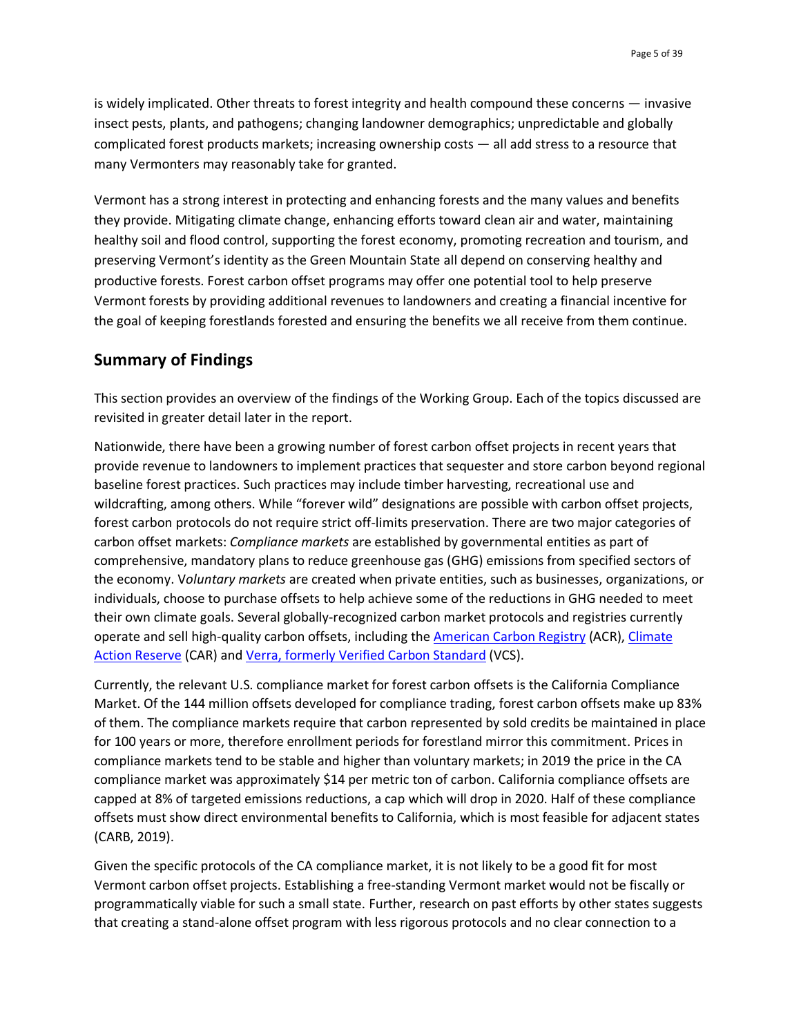is widely implicated. Other threats to forest integrity and health compound these concerns — invasive insect pests, plants, and pathogens; changing landowner demographics; unpredictable and globally complicated forest products markets; increasing ownership costs — all add stress to a resource that many Vermonters may reasonably take for granted.

Vermont has a strong interest in protecting and enhancing forests and the many values and benefits they provide. Mitigating climate change, enhancing efforts toward clean air and water, maintaining healthy soil and flood control, supporting the forest economy, promoting recreation and tourism, and preserving Vermont's identity as the Green Mountain State all depend on conserving healthy and productive forests. Forest carbon offset programs may offer one potential tool to help preserve Vermont forests by providing additional revenues to landowners and creating a financial incentive for the goal of keeping forestlands forested and ensuring the benefits we all receive from them continue.

## Summary of Findings

This section provides an overview of the findings of the Working Group. Each of the topics discussed are revisited in greater detail later in the report.

Nationwide, there have been a growing number of forest carbon offset projects in recent years that provide revenue to landowners to implement practices that sequester and store carbon beyond regional baseline forest practices. Such practices may include timber harvesting, recreational use and wildcrafting, among others. While "forever wild" designations are possible with carbon offset projects, forest carbon protocols do not require strict off-limits preservation. There are two major categories of carbon offset markets: *Compliance markets* are established by governmental entities as part of comprehensive, mandatory plans to reduce greenhouse gas (GHG) emissions from specified sectors of the economy. V*oluntary markets* are created when private entities, such as businesses, organizations, or individuals, choose to purchase offsets to help achieve some of the reductions in GHG needed to meet their own climate goals. Several globally-recognized carbon market protocols and registries currently operate and sell high-quality carbon offsets, including the [American Carbon Registry](#) (ACR), [Climate Action Reserve](#) (CAR) and [Verra, formerly Verified Carbon Standard](#) (VCS).

Currently, the relevant U.S. compliance market for forest carbon offsets is the California Compliance Market. Of the 144 million offsets developed for compliance trading, forest carbon offsets make up 83% of them. The compliance markets require that carbon represented by sold credits be maintained in place for 100 years or more, therefore enrollment periods for forestland mirror this commitment. Prices in compliance markets tend to be stable and higher than voluntary markets; in 2019 the price in the CA compliance market was approximately $14 per metric ton of carbon. California compliance offsets are capped at 8% of targeted emissions reductions, a cap which will drop in 2020. Half of these compliance offsets must show direct environmental benefits to California, which is most feasible for adjacent states (CARB, 2019).

Given the specific protocols of the CA compliance market, it is not likely to be a good fit for most Vermont carbon offset projects. Establishing a free-standing Vermont market would not be fiscally or programmatically viable for such a small state. Further, research on past efforts by other states suggests that creating a stand-alone offset program with less rigorous protocols and no clear connection to a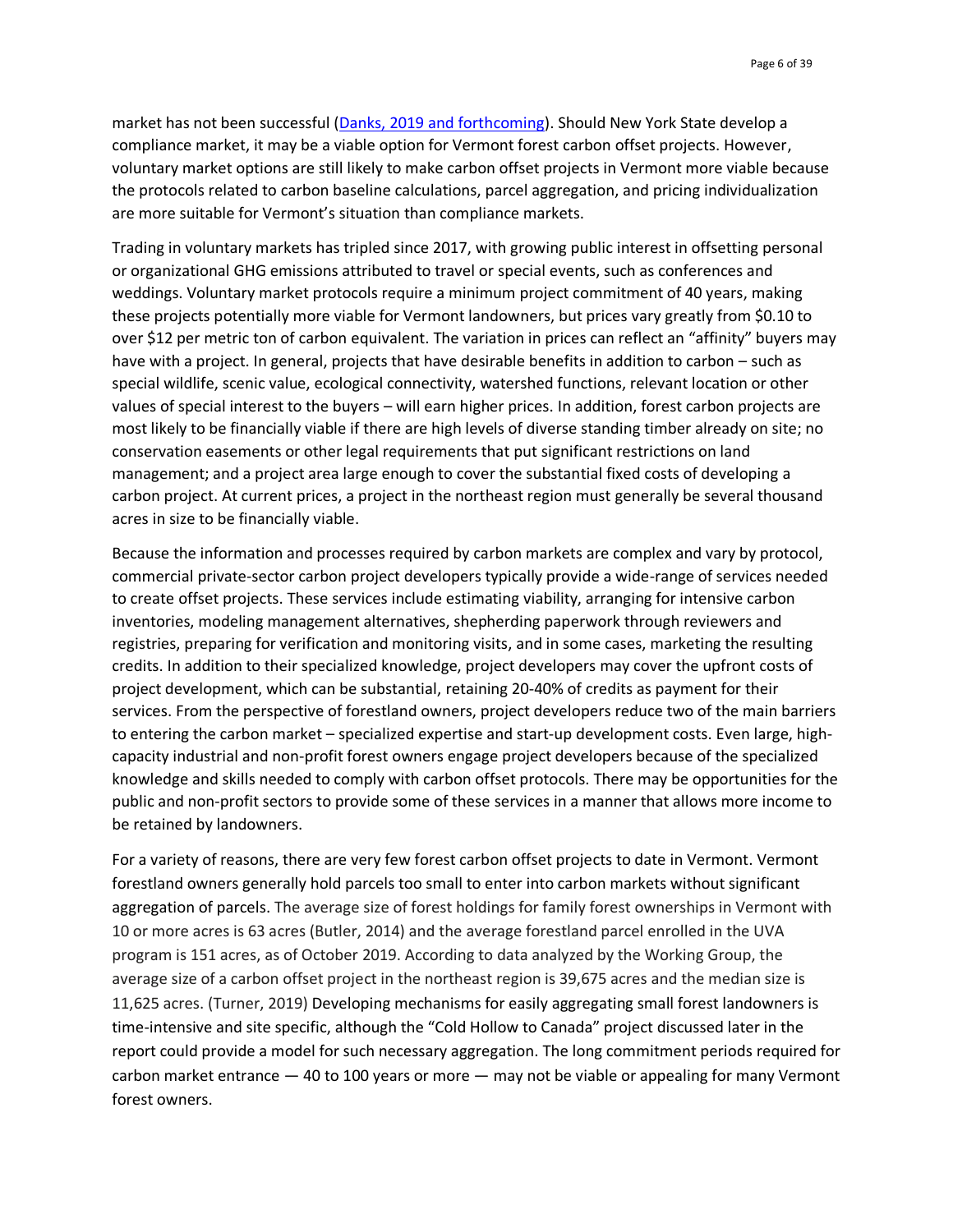market has not been successful ([Danks, 2019 and forthcoming](#)). Should New York State develop a compliance market, it may be a viable option for Vermont forest carbon offset projects. However, voluntary market options are still likely to make carbon offset projects in Vermont more viable because the protocols related to carbon baseline calculations, parcel aggregation, and pricing individualization are more suitable for Vermont's situation than compliance markets.

Trading in voluntary markets has tripled since 2017, with growing public interest in offsetting personal or organizational GHG emissions attributed to travel or special events, such as conferences and weddings. Voluntary market protocols require a minimum project commitment of 40 years, making these projects potentially more viable for Vermont landowners, but prices vary greatly from $0.10 to over $12 per metric ton of carbon equivalent. The variation in prices can reflect an "affinity" buyers may have with a project. In general, projects that have desirable benefits in addition to carbon – such as special wildlife, scenic value, ecological connectivity, watershed functions, relevant location or other values of special interest to the buyers – will earn higher prices. In addition, forest carbon projects are most likely to be financially viable if there are high levels of diverse standing timber already on site; no conservation easements or other legal requirements that put significant restrictions on land management; and a project area large enough to cover the substantial fixed costs of developing a carbon project. At current prices, a project in the northeast region must generally be several thousand acres in size to be financially viable.

Because the information and processes required by carbon markets are complex and vary by protocol, commercial private-sector carbon project developers typically provide a wide-range of services needed to create offset projects. These services include estimating viability, arranging for intensive carbon inventories, modeling management alternatives, shepherding paperwork through reviewers and registries, preparing for verification and monitoring visits, and in some cases, marketing the resulting credits. In addition to their specialized knowledge, project developers may cover the upfront costs of project development, which can be substantial, retaining 20-40% of credits as payment for their services. From the perspective of forestland owners, project developers reduce two of the main barriers to entering the carbon market – specialized expertise and start-up development costs. Even large, high-capacity industrial and non-profit forest owners engage project developers because of the specialized knowledge and skills needed to comply with carbon offset protocols. There may be opportunities for the public and non-profit sectors to provide some of these services in a manner that allows more income to be retained by landowners.

For a variety of reasons, there are very few forest carbon offset projects to date in Vermont. Vermont forestland owners generally hold parcels too small to enter into carbon markets without significant aggregation of parcels. The average size of forest holdings for family forest ownerships in Vermont with 10 or more acres is 63 acres (Butler, 2014) and the average forestland parcel enrolled in the UVA program is 151 acres, as of October 2019. According to data analyzed by the Working Group, the average size of a carbon offset project in the northeast region is 39,675 acres and the median size is 11,625 acres. (Turner, 2019) Developing mechanisms for easily aggregating small forest landowners is time-intensive and site specific, although the "Cold Hollow to Canada" project discussed later in the report could provide a model for such necessary aggregation. The long commitment periods required for carbon market entrance — 40 to 100 years or more — may not be viable or appealing for many Vermont forest owners.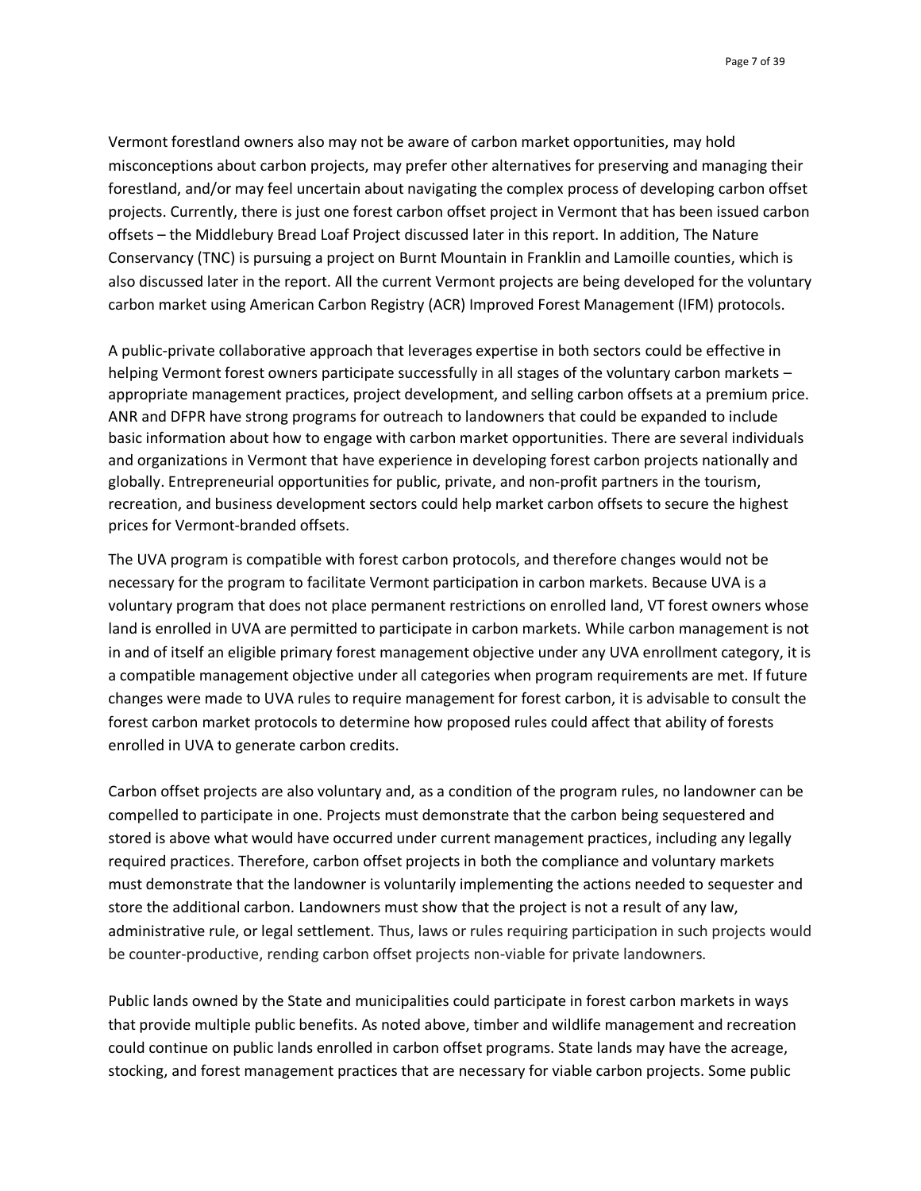Vermont forestland owners also may not be aware of carbon market opportunities, may hold misconceptions about carbon projects, may prefer other alternatives for preserving and managing their forestland, and/or may feel uncertain about navigating the complex process of developing carbon offset projects. Currently, there is just one forest carbon offset project in Vermont that has been issued carbon offsets – the Middlebury Bread Loaf Project discussed later in this report. In addition, The Nature Conservancy (TNC) is pursuing a project on Burnt Mountain in Franklin and Lamoille counties, which is also discussed later in the report. All the current Vermont projects are being developed for the voluntary carbon market using American Carbon Registry (ACR) Improved Forest Management (IFM) protocols.

A public-private collaborative approach that leverages expertise in both sectors could be effective in helping Vermont forest owners participate successfully in all stages of the voluntary carbon markets – appropriate management practices, project development, and selling carbon offsets at a premium price. ANR and DFPR have strong programs for outreach to landowners that could be expanded to include basic information about how to engage with carbon market opportunities. There are several individuals and organizations in Vermont that have experience in developing forest carbon projects nationally and globally. Entrepreneurial opportunities for public, private, and non-profit partners in the tourism, recreation, and business development sectors could help market carbon offsets to secure the highest prices for Vermont-branded offsets.

The UVA program is compatible with forest carbon protocols, and therefore changes would not be necessary for the program to facilitate Vermont participation in carbon markets. Because UVA is a voluntary program that does not place permanent restrictions on enrolled land, VT forest owners whose land is enrolled in UVA are permitted to participate in carbon markets. While carbon management is not in and of itself an eligible primary forest management objective under any UVA enrollment category, it is a compatible management objective under all categories when program requirements are met. If future changes were made to UVA rules to require management for forest carbon, it is advisable to consult the forest carbon market protocols to determine how proposed rules could affect that ability of forests enrolled in UVA to generate carbon credits.

Carbon offset projects are also voluntary and, as a condition of the program rules, no landowner can be compelled to participate in one. Projects must demonstrate that the carbon being sequestered and stored is above what would have occurred under current management practices, including any legally required practices. Therefore, carbon offset projects in both the compliance and voluntary markets must demonstrate that the landowner is voluntarily implementing the actions needed to sequester and store the additional carbon. Landowners must show that the project is not a result of any law, administrative rule, or legal settlement. Thus, laws or rules requiring participation in such projects would be counter-productive, rending carbon offset projects non-viable for private landowners.

Public lands owned by the State and municipalities could participate in forest carbon markets in ways that provide multiple public benefits. As noted above, timber and wildlife management and recreation could continue on public lands enrolled in carbon offset programs. State lands may have the acreage, stocking, and forest management practices that are necessary for viable carbon projects. Some public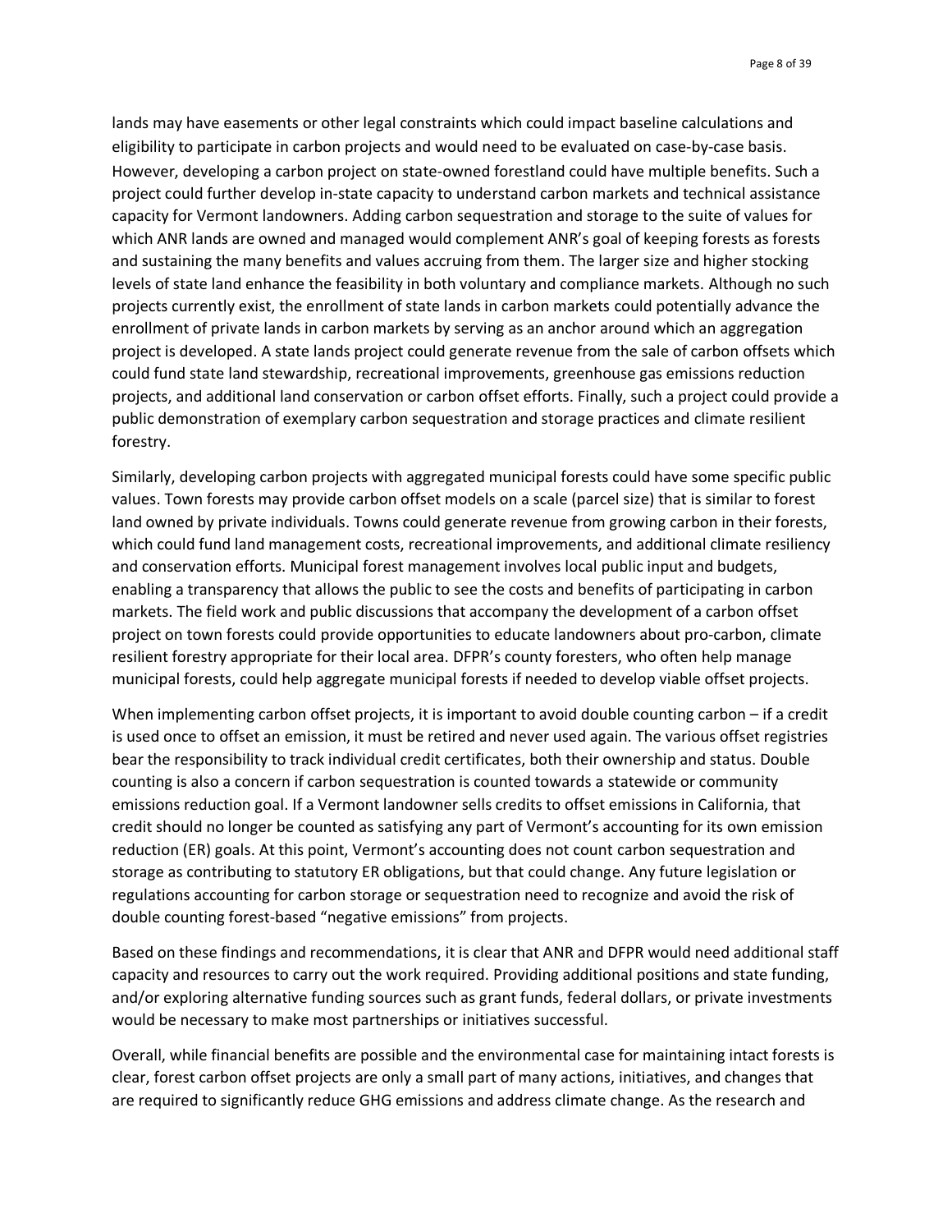lands may have easements or other legal constraints which could impact baseline calculations and eligibility to participate in carbon projects and would need to be evaluated on case-by-case basis. However, developing a carbon project on state-owned forestland could have multiple benefits. Such a project could further develop in-state capacity to understand carbon markets and technical assistance capacity for Vermont landowners. Adding carbon sequestration and storage to the suite of values for which ANR lands are owned and managed would complement ANR's goal of keeping forests as forests and sustaining the many benefits and values accruing from them. The larger size and higher stocking levels of state land enhance the feasibility in both voluntary and compliance markets. Although no such projects currently exist, the enrollment of state lands in carbon markets could potentially advance the enrollment of private lands in carbon markets by serving as an anchor around which an aggregation project is developed. A state lands project could generate revenue from the sale of carbon offsets which could fund state land stewardship, recreational improvements, greenhouse gas emissions reduction projects, and additional land conservation or carbon offset efforts. Finally, such a project could provide a public demonstration of exemplary carbon sequestration and storage practices and climate resilient forestry.

Similarly, developing carbon projects with aggregated municipal forests could have some specific public values. Town forests may provide carbon offset models on a scale (parcel size) that is similar to forest land owned by private individuals. Towns could generate revenue from growing carbon in their forests, which could fund land management costs, recreational improvements, and additional climate resiliency and conservation efforts. Municipal forest management involves local public input and budgets, enabling a transparency that allows the public to see the costs and benefits of participating in carbon markets. The field work and public discussions that accompany the development of a carbon offset project on town forests could provide opportunities to educate landowners about pro-carbon, climate resilient forestry appropriate for their local area. DFPR's county foresters, who often help manage municipal forests, could help aggregate municipal forests if needed to develop viable offset projects.

When implementing carbon offset projects, it is important to avoid double counting carbon – if a credit is used once to offset an emission, it must be retired and never used again. The various offset registries bear the responsibility to track individual credit certificates, both their ownership and status. Double counting is also a concern if carbon sequestration is counted towards a statewide or community emissions reduction goal. If a Vermont landowner sells credits to offset emissions in California, that credit should no longer be counted as satisfying any part of Vermont's accounting for its own emission reduction (ER) goals. At this point, Vermont's accounting does not count carbon sequestration and storage as contributing to statutory ER obligations, but that could change. Any future legislation or regulations accounting for carbon storage or sequestration need to recognize and avoid the risk of double counting forest-based "negative emissions" from projects.

Based on these findings and recommendations, it is clear that ANR and DFPR would need additional staff capacity and resources to carry out the work required. Providing additional positions and state funding, and/or exploring alternative funding sources such as grant funds, federal dollars, or private investments would be necessary to make most partnerships or initiatives successful.

Overall, while financial benefits are possible and the environmental case for maintaining intact forests is clear, forest carbon offset projects are only a small part of many actions, initiatives, and changes that are required to significantly reduce GHG emissions and address climate change. As the research and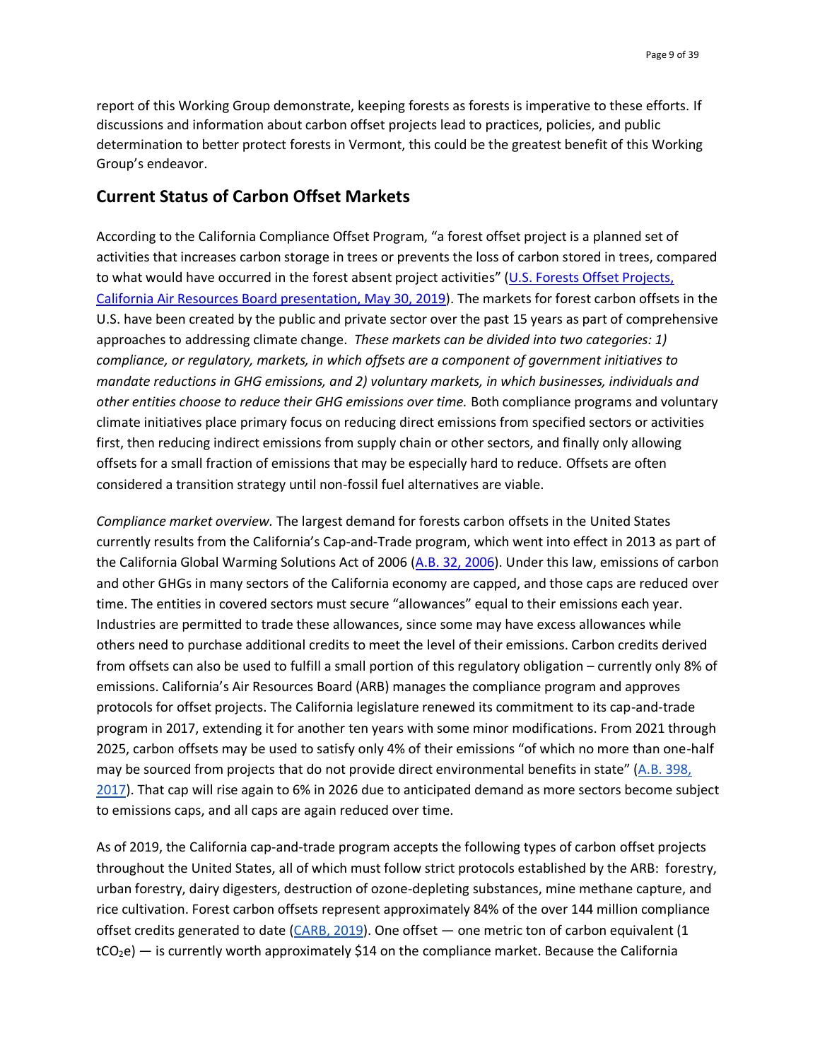report of this Working Group demonstrate, keeping forests as forests is imperative to these efforts. If discussions and information about carbon offset projects lead to practices, policies, and public determination to better protect forests in Vermont, this could be the greatest benefit of this Working Group's endeavor.

## Current Status of Carbon Offset Markets

According to the California Compliance Offset Program, "a forest offset project is a planned set of activities that increases carbon storage in trees or prevents the loss of carbon stored in trees, compared to what would have occurred in the forest absent project activities" (U.S. Forests Offset Projects, California Air Resources Board presentation, May 30, 2019). The markets for forest carbon offsets in the U.S. have been created by the public and private sector over the past 15 years as part of comprehensive approaches to addressing climate change. *These markets can be divided into two categories: 1) compliance, or regulatory, markets, in which offsets are a component of government initiatives to mandate reductions in GHG emissions, and 2) voluntary markets, in which businesses, individuals and other entities choose to reduce their GHG emissions over time.* Both compliance programs and voluntary climate initiatives place primary focus on reducing direct emissions from specified sectors or activities first, then reducing indirect emissions from supply chain or other sectors, and finally only allowing offsets for a small fraction of emissions that may be especially hard to reduce. Offsets are often considered a transition strategy until non-fossil fuel alternatives are viable.

*Compliance market overview.* The largest demand for forests carbon offsets in the United States currently results from the California's Cap-and-Trade program, which went into effect in 2013 as part of the California Global Warming Solutions Act of 2006 (A.B. 32, 2006). Under this law, emissions of carbon and other GHGs in many sectors of the California economy are capped, and those caps are reduced over time. The entities in covered sectors must secure "allowances" equal to their emissions each year. Industries are permitted to trade these allowances, since some may have excess allowances while others need to purchase additional credits to meet the level of their emissions. Carbon credits derived from offsets can also be used to fulfill a small portion of this regulatory obligation – currently only 8% of emissions. California's Air Resources Board (ARB) manages the compliance program and approves protocols for offset projects. The California legislature renewed its commitment to its cap-and-trade program in 2017, extending it for another ten years with some minor modifications. From 2021 through 2025, carbon offsets may be used to satisfy only 4% of their emissions "of which no more than one-half may be sourced from projects that do not provide direct environmental benefits in state" (A.B. 398, 2017). That cap will rise again to 6% in 2026 due to anticipated demand as more sectors become subject to emissions caps, and all caps are again reduced over time.

As of 2019, the California cap-and-trade program accepts the following types of carbon offset projects throughout the United States, all of which must follow strict protocols established by the ARB: forestry, urban forestry, dairy digesters, destruction of ozone-depleting substances, mine methane capture, and rice cultivation. Forest carbon offsets represent approximately 84% of the over 144 million compliance offset credits generated to date (CARB, 2019). One offset — one metric ton of carbon equivalent (1 $tCO_2e$) — is currently worth approximately $14 on the compliance market. Because the California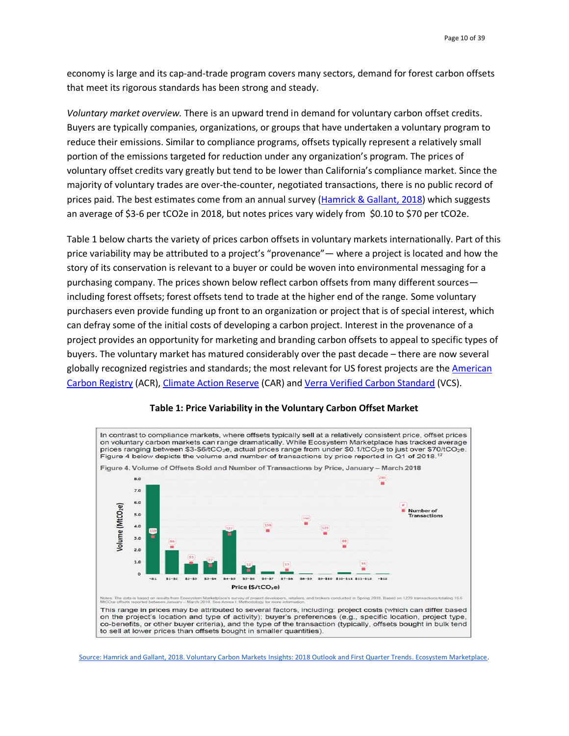economy is large and its cap-and-trade program covers many sectors, demand for forest carbon offsets that meet its rigorous standards has been strong and steady.

*Voluntary market overview.* There is an upward trend in demand for voluntary carbon offset credits. Buyers are typically companies, organizations, or groups that have undertaken a voluntary program to reduce their emissions. Similar to compliance programs, offsets typically represent a relatively small portion of the emissions targeted for reduction under any organization's program. The prices of voluntary offset credits vary greatly but tend to be lower than California's compliance market. Since the majority of voluntary trades are over-the-counter, negotiated transactions, there is no public record of prices paid. The best estimates come from an annual survey (Hamrick & Gallant, 2018) which suggests an average of $3-6 per tCO2e in 2018, but notes prices vary widely from $0.10 to $70 per tCO2e.

Table 1 below charts the variety of prices carbon offsets in voluntary markets internationally. Part of this price variability may be attributed to a project's "provenance"— where a project is located and how the story of its conservation is relevant to a buyer or could be woven into environmental messaging for a purchasing company. The prices shown below reflect carbon offsets from many different sources—including forest offsets; forest offsets tend to trade at the higher end of the range. Some voluntary purchasers even provide funding up front to an organization or project that is of special interest, which can defray some of the initial costs of developing a carbon project. Interest in the provenance of a project provides an opportunity for marketing and branding carbon offsets to appeal to specific types of buyers. The voluntary market has matured considerably over the past decade – there are now several globally recognized registries and standards; the most relevant for US forest projects are the American Carbon Registry (ACR), Climate Action Reserve (CAR) and Verra Verified Carbon Standard (VCS).

**Table 1: Price Variability in the Voluntary Carbon Offset Market**

In contrast to compliance markets, where offsets typically sell at a relatively consistent price, offset prices on voluntary carbon markets can range dramatically. While Ecosystem Marketplace has tracked average prices ranging between $3-$6/tCO₂e, actual prices range from under $0.1/tCO₂e to just over $70/tCO₂e. Figure 4 below depicts the volume and number of transactions by price reported in Q1 of 2018.[17]

Figure 4. Volume of Offsets Sold and Number of Transactions by Price, January – March 2018

| Price ($/tCO₂e) | Number of Transactions |
|---|---|
| <$1 | 119 |
| $1–$2 | 86 |
| $2–$3 | 35 |
| $3–$4 | 27 |
| $4–$5 | 127 |
| $5–$6 | 12 |
| $6–$7 | 138 |
| $7–$8 | 11 |
| $8–$9 | 190 |
| $9–$10 | 129 |
| $10–$11 | 58 |
| $11–$12 | 16 |
| >$12 | 290 |

Notes: The data is based on results from Ecosystem Marketplace's survey of project developers, retailers, and brokers conducted in Spring 2018. Based on 1239 transactions totaling 16.6 MtCO₂e offsets reported between January – March 2018. See Annex I: Methodology for more information.

This range in prices may be attributed to several factors, including: project costs (which can differ based on the project's location and type of activity); buyer's preferences (e.g., specific location, project type, co-benefits, or other buyer criteria), and the type of the transaction (typically, offsets bought in bulk tend to sell at lower prices than offsets bought in smaller quantities).

Source: Hamrick and Gallant, 2018. Voluntary Carbon Markets Insights: 2018 Outlook and First Quarter Trends. Ecosystem Marketplace.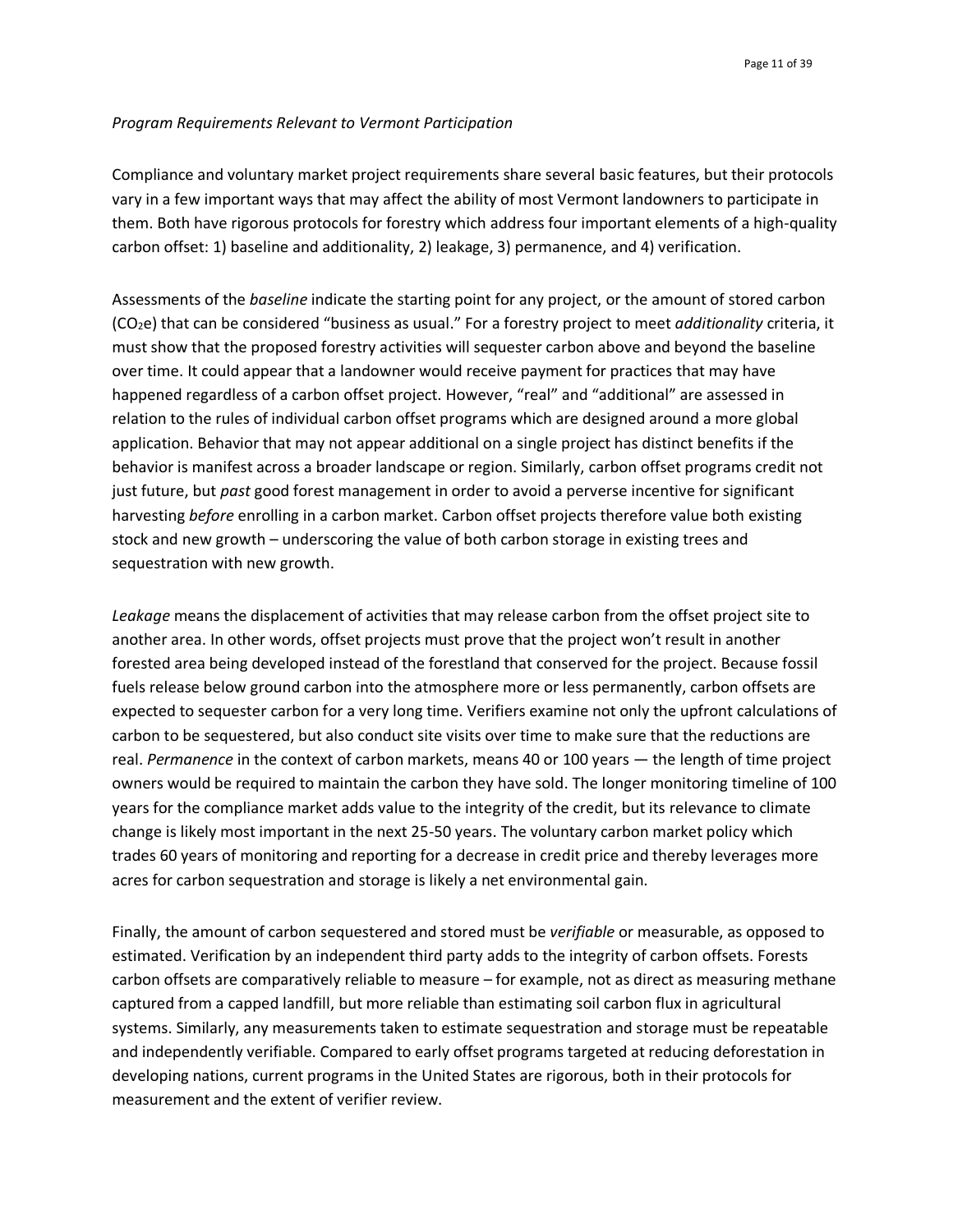*Program Requirements Relevant to Vermont Participation*

Compliance and voluntary market project requirements share several basic features, but their protocols vary in a few important ways that may affect the ability of most Vermont landowners to participate in them. Both have rigorous protocols for forestry which address four important elements of a high-quality carbon offset: 1) baseline and additionality, 2) leakage, 3) permanence, and 4) verification.

Assessments of the *baseline* indicate the starting point for any project, or the amount of stored carbon ($CO_2e$) that can be considered "business as usual." For a forestry project to meet *additionality* criteria, it must show that the proposed forestry activities will sequester carbon above and beyond the baseline over time. It could appear that a landowner would receive payment for practices that may have happened regardless of a carbon offset project. However, "real" and "additional" are assessed in relation to the rules of individual carbon offset programs which are designed around a more global application. Behavior that may not appear additional on a single project has distinct benefits if the behavior is manifest across a broader landscape or region. Similarly, carbon offset programs credit not just future, but *past* good forest management in order to avoid a perverse incentive for significant harvesting *before* enrolling in a carbon market. Carbon offset projects therefore value both existing stock and new growth – underscoring the value of both carbon storage in existing trees and sequestration with new growth.

*Leakage* means the displacement of activities that may release carbon from the offset project site to another area. In other words, offset projects must prove that the project won't result in another forested area being developed instead of the forestland that conserved for the project. Because fossil fuels release below ground carbon into the atmosphere more or less permanently, carbon offsets are expected to sequester carbon for a very long time. Verifiers examine not only the upfront calculations of carbon to be sequestered, but also conduct site visits over time to make sure that the reductions are real. *Permanence* in the context of carbon markets, means 40 or 100 years — the length of time project owners would be required to maintain the carbon they have sold. The longer monitoring timeline of 100 years for the compliance market adds value to the integrity of the credit, but its relevance to climate change is likely most important in the next 25-50 years. The voluntary carbon market policy which trades 60 years of monitoring and reporting for a decrease in credit price and thereby leverages more acres for carbon sequestration and storage is likely a net environmental gain.

Finally, the amount of carbon sequestered and stored must be *verifiable* or measurable, as opposed to estimated. Verification by an independent third party adds to the integrity of carbon offsets. Forests carbon offsets are comparatively reliable to measure – for example, not as direct as measuring methane captured from a capped landfill, but more reliable than estimating soil carbon flux in agricultural systems. Similarly, any measurements taken to estimate sequestration and storage must be repeatable and independently verifiable. Compared to early offset programs targeted at reducing deforestation in developing nations, current programs in the United States are rigorous, both in their protocols for measurement and the extent of verifier review.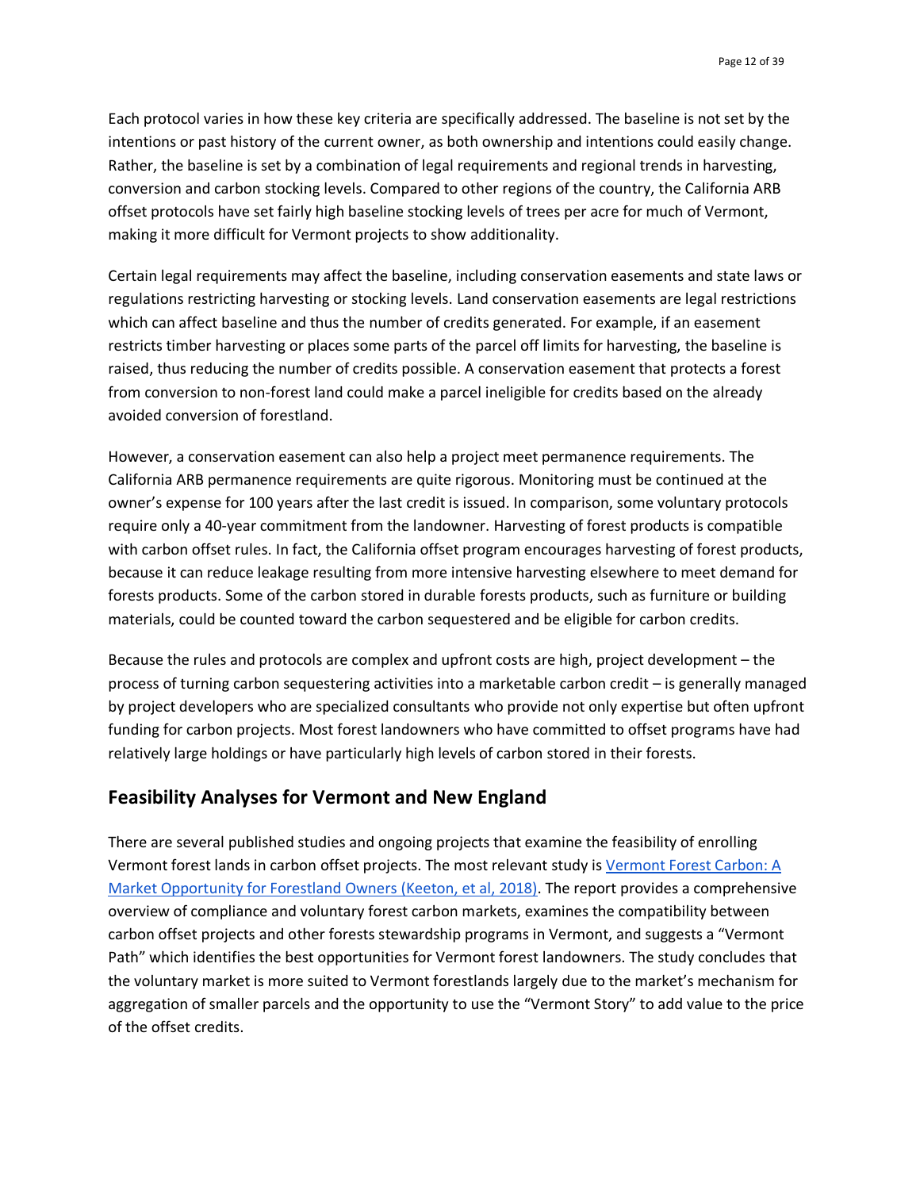Each protocol varies in how these key criteria are specifically addressed. The baseline is not set by the intentions or past history of the current owner, as both ownership and intentions could easily change. Rather, the baseline is set by a combination of legal requirements and regional trends in harvesting, conversion and carbon stocking levels. Compared to other regions of the country, the California ARB offset protocols have set fairly high baseline stocking levels of trees per acre for much of Vermont, making it more difficult for Vermont projects to show additionality.

Certain legal requirements may affect the baseline, including conservation easements and state laws or regulations restricting harvesting or stocking levels. Land conservation easements are legal restrictions which can affect baseline and thus the number of credits generated. For example, if an easement restricts timber harvesting or places some parts of the parcel off limits for harvesting, the baseline is raised, thus reducing the number of credits possible. A conservation easement that protects a forest from conversion to non-forest land could make a parcel ineligible for credits based on the already avoided conversion of forestland.

However, a conservation easement can also help a project meet permanence requirements. The California ARB permanence requirements are quite rigorous. Monitoring must be continued at the owner's expense for 100 years after the last credit is issued. In comparison, some voluntary protocols require only a 40-year commitment from the landowner. Harvesting of forest products is compatible with carbon offset rules. In fact, the California offset program encourages harvesting of forest products, because it can reduce leakage resulting from more intensive harvesting elsewhere to meet demand for forests products. Some of the carbon stored in durable forests products, such as furniture or building materials, could be counted toward the carbon sequestered and be eligible for carbon credits.

Because the rules and protocols are complex and upfront costs are high, project development – the process of turning carbon sequestering activities into a marketable carbon credit – is generally managed by project developers who are specialized consultants who provide not only expertise but often upfront funding for carbon projects. Most forest landowners who have committed to offset programs have had relatively large holdings or have particularly high levels of carbon stored in their forests.

## Feasibility Analyses for Vermont and New England

There are several published studies and ongoing projects that examine the feasibility of enrolling Vermont forest lands in carbon offset projects. The most relevant study is [Vermont Forest Carbon: A Market Opportunity for Forestland Owners (Keeton, et al, 2018)]. The report provides a comprehensive overview of compliance and voluntary forest carbon markets, examines the compatibility between carbon offset projects and other forests stewardship programs in Vermont, and suggests a "Vermont Path" which identifies the best opportunities for Vermont forest landowners. The study concludes that the voluntary market is more suited to Vermont forestlands largely due to the market's mechanism for aggregation of smaller parcels and the opportunity to use the "Vermont Story" to add value to the price of the offset credits.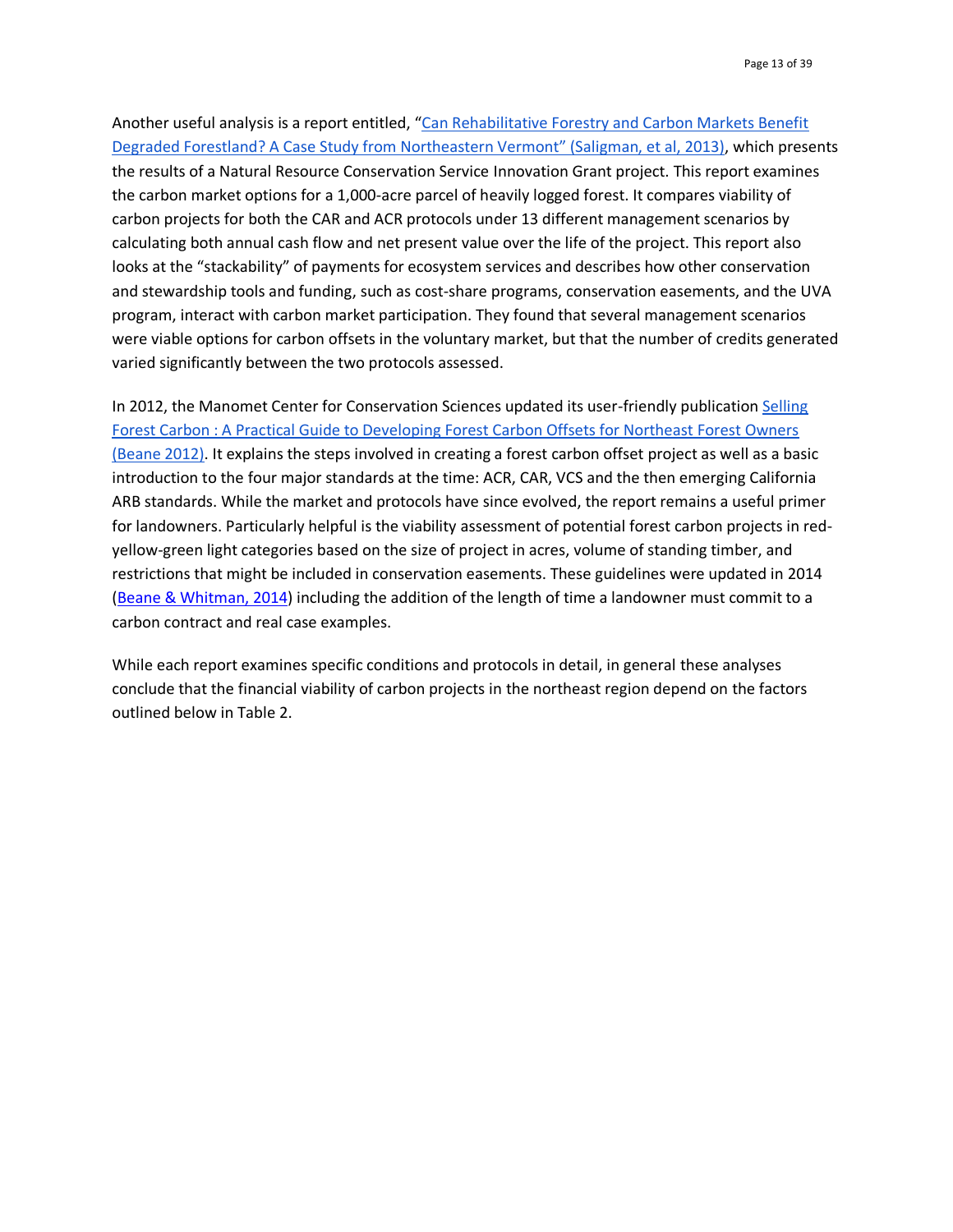Another useful analysis is a report entitled, "[Can Rehabilitative Forestry and Carbon Markets Benefit Degraded Forestland? A Case Study from Northeastern Vermont" (Saligman, et al, 2013)](), which presents the results of a Natural Resource Conservation Service Innovation Grant project. This report examines the carbon market options for a 1,000-acre parcel of heavily logged forest. It compares viability of carbon projects for both the CAR and ACR protocols under 13 different management scenarios by calculating both annual cash flow and net present value over the life of the project. This report also looks at the "stackability" of payments for ecosystem services and describes how other conservation and stewardship tools and funding, such as cost-share programs, conservation easements, and the UVA program, interact with carbon market participation. They found that several management scenarios were viable options for carbon offsets in the voluntary market, but that the number of credits generated varied significantly between the two protocols assessed.

In 2012, the Manomet Center for Conservation Sciences updated its user-friendly publication [Selling Forest Carbon : A Practical Guide to Developing Forest Carbon Offsets for Northeast Forest Owners (Beane 2012)](). It explains the steps involved in creating a forest carbon offset project as well as a basic introduction to the four major standards at the time: ACR, CAR, VCS and the then emerging California ARB standards. While the market and protocols have since evolved, the report remains a useful primer for landowners. Particularly helpful is the viability assessment of potential forest carbon projects in red-yellow-green light categories based on the size of project in acres, volume of standing timber, and restrictions that might be included in conservation easements. These guidelines were updated in 2014 ([Beane & Whitman, 2014]()) including the addition of the length of time a landowner must commit to a carbon contract and real case examples.

While each report examines specific conditions and protocols in detail, in general these analyses conclude that the financial viability of carbon projects in the northeast region depend on the factors outlined below in Table 2.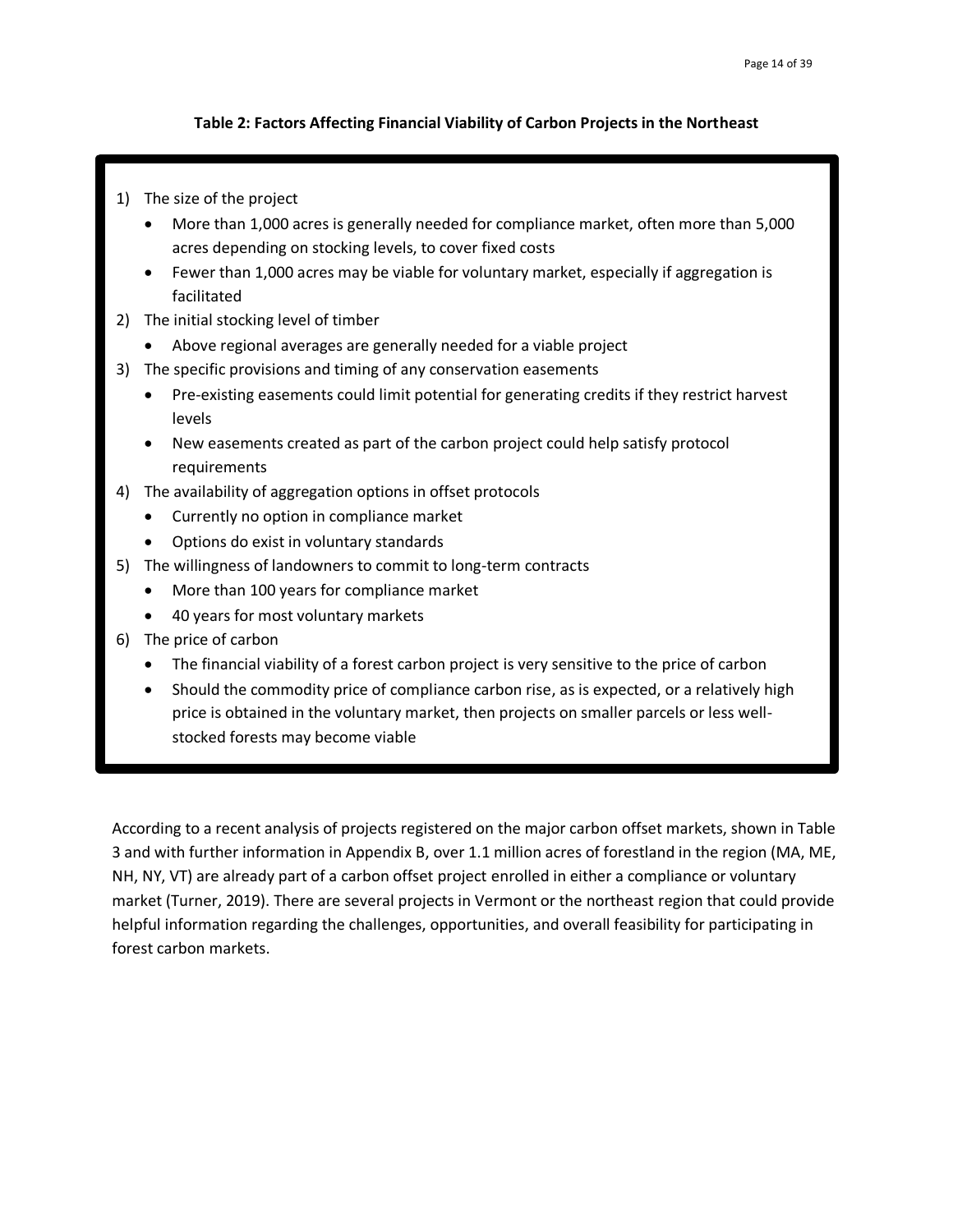**Table 2: Factors Affecting Financial Viability of Carbon Projects in the Northeast**

1) The size of the project
    - More than 1,000 acres is generally needed for compliance market, often more than 5,000 acres depending on stocking levels, to cover fixed costs
    - Fewer than 1,000 acres may be viable for voluntary market, especially if aggregation is facilitated
2) The initial stocking level of timber
    - Above regional averages are generally needed for a viable project
3) The specific provisions and timing of any conservation easements
    - Pre-existing easements could limit potential for generating credits if they restrict harvest levels
    - New easements created as part of the carbon project could help satisfy protocol requirements
4) The availability of aggregation options in offset protocols
    - Currently no option in compliance market
    - Options do exist in voluntary standards
5) The willingness of landowners to commit to long-term contracts
    - More than 100 years for compliance market
    - 40 years for most voluntary markets
6) The price of carbon
    - The financial viability of a forest carbon project is very sensitive to the price of carbon
    - Should the commodity price of compliance carbon rise, as is expected, or a relatively high price is obtained in the voluntary market, then projects on smaller parcels or less well-stocked forests may become viable

According to a recent analysis of projects registered on the major carbon offset markets, shown in Table 3 and with further information in Appendix B, over 1.1 million acres of forestland in the region (MA, ME, NH, NY, VT) are already part of a carbon offset project enrolled in either a compliance or voluntary market (Turner, 2019). There are several projects in Vermont or the northeast region that could provide helpful information regarding the challenges, opportunities, and overall feasibility for participating in forest carbon markets.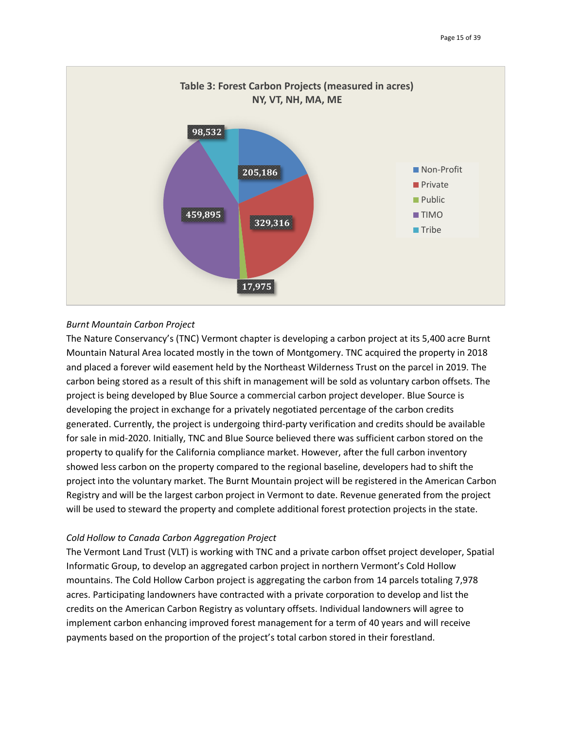**Table 3: Forest Carbon Projects (measured in acres)**
**NY, VT, NH, MA, ME**

| Category | Acres |
|---|---|
| Non-Profit | 205,186 |
| Private | 329,316 |
| Public | 17,975 |
| TIMO | 459,895 |
| Tribe | 98,532 |

*Burnt Mountain Carbon Project*

The Nature Conservancy's (TNC) Vermont chapter is developing a carbon project at its 5,400 acre Burnt Mountain Natural Area located mostly in the town of Montgomery. TNC acquired the property in 2018 and placed a forever wild easement held by the Northeast Wilderness Trust on the parcel in 2019. The carbon being stored as a result of this shift in management will be sold as voluntary carbon offsets. The project is being developed by Blue Source a commercial carbon project developer. Blue Source is developing the project in exchange for a privately negotiated percentage of the carbon credits generated. Currently, the project is undergoing third-party verification and credits should be available for sale in mid-2020. Initially, TNC and Blue Source believed there was sufficient carbon stored on the property to qualify for the California compliance market. However, after the full carbon inventory showed less carbon on the property compared to the regional baseline, developers had to shift the project into the voluntary market. The Burnt Mountain project will be registered in the American Carbon Registry and will be the largest carbon project in Vermont to date. Revenue generated from the project will be used to steward the property and complete additional forest protection projects in the state.

*Cold Hollow to Canada Carbon Aggregation Project*

The Vermont Land Trust (VLT) is working with TNC and a private carbon offset project developer, Spatial Informatic Group, to develop an aggregated carbon project in northern Vermont's Cold Hollow mountains. The Cold Hollow Carbon project is aggregating the carbon from 14 parcels totaling 7,978 acres. Participating landowners have contracted with a private corporation to develop and list the credits on the American Carbon Registry as voluntary offsets. Individual landowners will agree to implement carbon enhancing improved forest management for a term of 40 years and will receive payments based on the proportion of the project's total carbon stored in their forestland.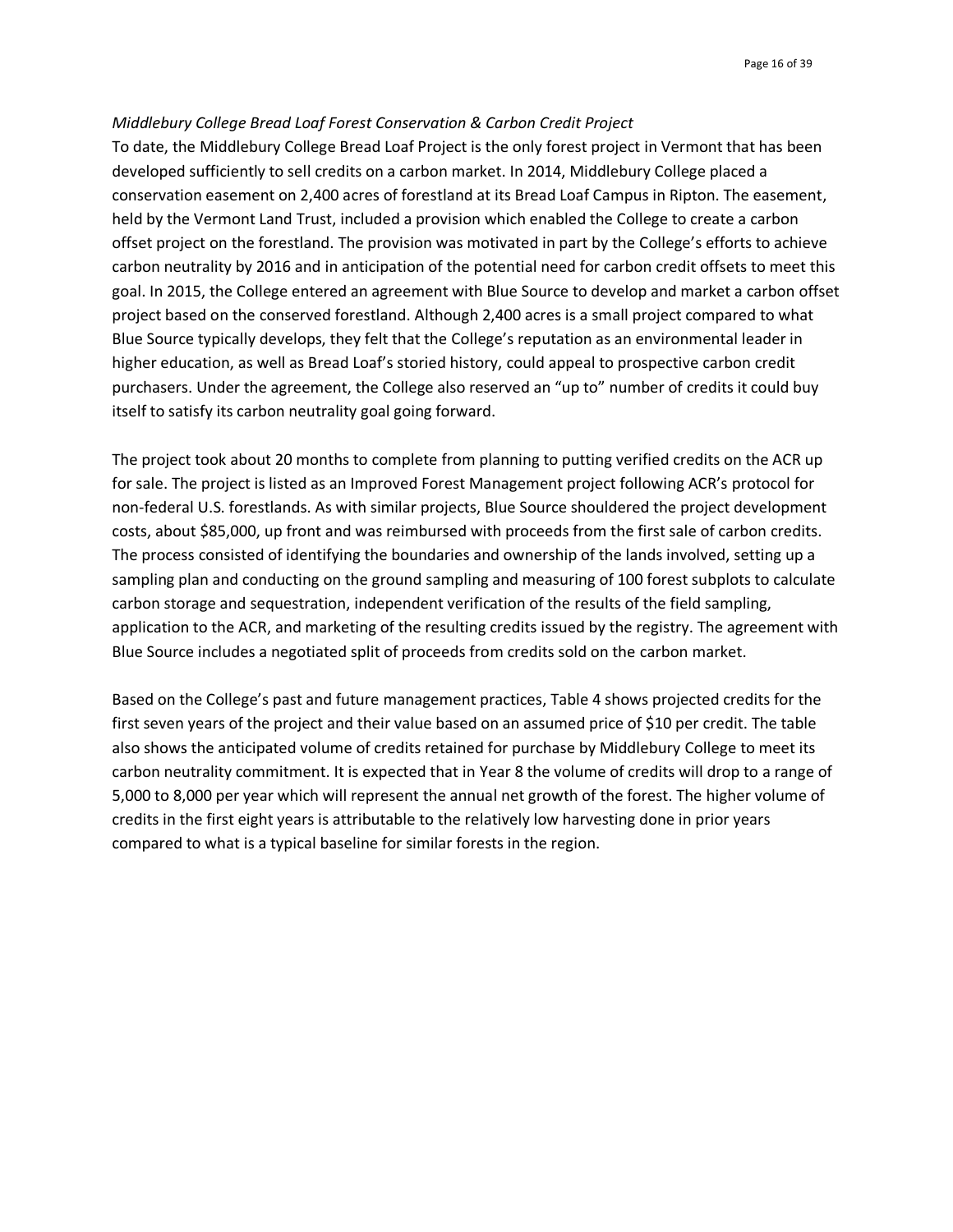*Middlebury College Bread Loaf Forest Conservation & Carbon Credit Project*

To date, the Middlebury College Bread Loaf Project is the only forest project in Vermont that has been developed sufficiently to sell credits on a carbon market. In 2014, Middlebury College placed a conservation easement on 2,400 acres of forestland at its Bread Loaf Campus in Ripton. The easement, held by the Vermont Land Trust, included a provision which enabled the College to create a carbon offset project on the forestland. The provision was motivated in part by the College's efforts to achieve carbon neutrality by 2016 and in anticipation of the potential need for carbon credit offsets to meet this goal. In 2015, the College entered an agreement with Blue Source to develop and market a carbon offset project based on the conserved forestland. Although 2,400 acres is a small project compared to what Blue Source typically develops, they felt that the College's reputation as an environmental leader in higher education, as well as Bread Loaf's storied history, could appeal to prospective carbon credit purchasers. Under the agreement, the College also reserved an "up to" number of credits it could buy itself to satisfy its carbon neutrality goal going forward.

The project took about 20 months to complete from planning to putting verified credits on the ACR up for sale. The project is listed as an Improved Forest Management project following ACR's protocol for non-federal U.S. forestlands. As with similar projects, Blue Source shouldered the project development costs, about $85,000, up front and was reimbursed with proceeds from the first sale of carbon credits. The process consisted of identifying the boundaries and ownership of the lands involved, setting up a sampling plan and conducting on the ground sampling and measuring of 100 forest subplots to calculate carbon storage and sequestration, independent verification of the results of the field sampling, application to the ACR, and marketing of the resulting credits issued by the registry. The agreement with Blue Source includes a negotiated split of proceeds from credits sold on the carbon market.

Based on the College's past and future management practices, Table 4 shows projected credits for the first seven years of the project and their value based on an assumed price of $10 per credit. The table also shows the anticipated volume of credits retained for purchase by Middlebury College to meet its carbon neutrality commitment. It is expected that in Year 8 the volume of credits will drop to a range of 5,000 to 8,000 per year which will represent the annual net growth of the forest. The higher volume of credits in the first eight years is attributable to the relatively low harvesting done in prior years compared to what is a typical baseline for similar forests in the region.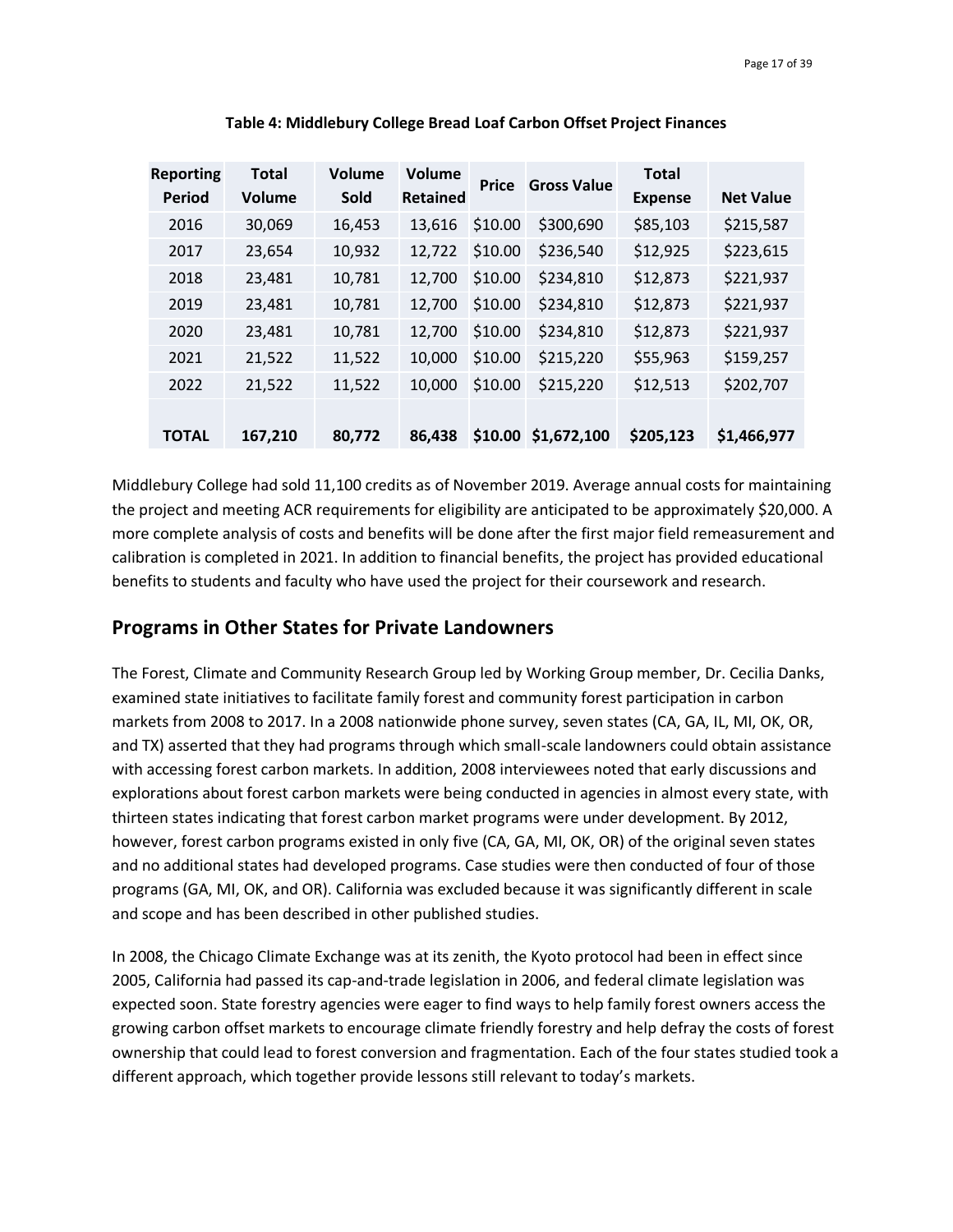**Table 4: Middlebury College Bread Loaf Carbon Offset Project Finances**

| Reporting Period | Total Volume | Volume Sold | Volume Retained | Price | Gross Value | Total Expense | Net Value |
|---|---|---|---|---|---|---|---|
| 2016 | 30,069 | 16,453 | 13,616 | $10.00 | $300,690 | $85,103 | $215,587 |
| 2017 | 23,654 | 10,932 | 12,722 | $10.00 | $236,540 | $12,925 | $223,615 |
| 2018 | 23,481 | 10,781 | 12,700 | $10.00 | $234,810 | $12,873 | $221,937 |
| 2019 | 23,481 | 10,781 | 12,700 | $10.00 | $234,810 | $12,873 | $221,937 |
| 2020 | 23,481 | 10,781 | 12,700 | $10.00 | $234,810 | $12,873 | $221,937 |
| 2021 | 21,522 | 11,522 | 10,000 | $10.00 | $215,220 | $55,963 | $159,257 |
| 2022 | 21,522 | 11,522 | 10,000 | $10.00 | $215,220 | $12,513 | $202,707 |
| **TOTAL** | **167,210** | **80,772** | **86,438** | **$10.00** | **$1,672,100** | **$205,123** | **$1,466,977** |

Middlebury College had sold 11,100 credits as of November 2019. Average annual costs for maintaining the project and meeting ACR requirements for eligibility are anticipated to be approximately $20,000. A more complete analysis of costs and benefits will be done after the first major field remeasurement and calibration is completed in 2021. In addition to financial benefits, the project has provided educational benefits to students and faculty who have used the project for their coursework and research.

## Programs in Other States for Private Landowners

The Forest, Climate and Community Research Group led by Working Group member, Dr. Cecilia Danks, examined state initiatives to facilitate family forest and community forest participation in carbon markets from 2008 to 2017. In a 2008 nationwide phone survey, seven states (CA, GA, IL, MI, OK, OR, and TX) asserted that they had programs through which small-scale landowners could obtain assistance with accessing forest carbon markets. In addition, 2008 interviewees noted that early discussions and explorations about forest carbon markets were being conducted in agencies in almost every state, with thirteen states indicating that forest carbon market programs were under development. By 2012, however, forest carbon programs existed in only five (CA, GA, MI, OK, OR) of the original seven states and no additional states had developed programs. Case studies were then conducted of four of those programs (GA, MI, OK, and OR). California was excluded because it was significantly different in scale and scope and has been described in other published studies.

In 2008, the Chicago Climate Exchange was at its zenith, the Kyoto protocol had been in effect since 2005, California had passed its cap-and-trade legislation in 2006, and federal climate legislation was expected soon. State forestry agencies were eager to find ways to help family forest owners access the growing carbon offset markets to encourage climate friendly forestry and help defray the costs of forest ownership that could lead to forest conversion and fragmentation. Each of the four states studied took a different approach, which together provide lessons still relevant to today's markets.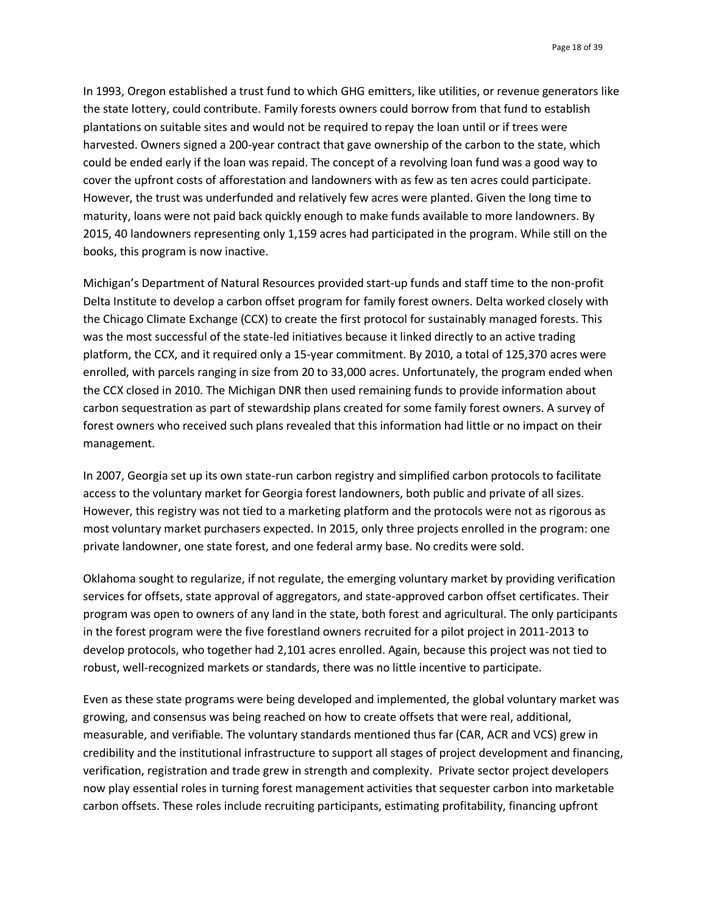In 1993, Oregon established a trust fund to which GHG emitters, like utilities, or revenue generators like the state lottery, could contribute. Family forests owners could borrow from that fund to establish plantations on suitable sites and would not be required to repay the loan until or if trees were harvested. Owners signed a 200-year contract that gave ownership of the carbon to the state, which could be ended early if the loan was repaid. The concept of a revolving loan fund was a good way to cover the upfront costs of afforestation and landowners with as few as ten acres could participate. However, the trust was underfunded and relatively few acres were planted. Given the long time to maturity, loans were not paid back quickly enough to make funds available to more landowners. By 2015, 40 landowners representing only 1,159 acres had participated in the program. While still on the books, this program is now inactive.

Michigan's Department of Natural Resources provided start-up funds and staff time to the non-profit Delta Institute to develop a carbon offset program for family forest owners. Delta worked closely with the Chicago Climate Exchange (CCX) to create the first protocol for sustainably managed forests. This was the most successful of the state-led initiatives because it linked directly to an active trading platform, the CCX, and it required only a 15-year commitment. By 2010, a total of 125,370 acres were enrolled, with parcels ranging in size from 20 to 33,000 acres. Unfortunately, the program ended when the CCX closed in 2010. The Michigan DNR then used remaining funds to provide information about carbon sequestration as part of stewardship plans created for some family forest owners. A survey of forest owners who received such plans revealed that this information had little or no impact on their management.

In 2007, Georgia set up its own state-run carbon registry and simplified carbon protocols to facilitate access to the voluntary market for Georgia forest landowners, both public and private of all sizes. However, this registry was not tied to a marketing platform and the protocols were not as rigorous as most voluntary market purchasers expected. In 2015, only three projects enrolled in the program: one private landowner, one state forest, and one federal army base. No credits were sold.

Oklahoma sought to regularize, if not regulate, the emerging voluntary market by providing verification services for offsets, state approval of aggregators, and state-approved carbon offset certificates. Their program was open to owners of any land in the state, both forest and agricultural. The only participants in the forest program were the five forestland owners recruited for a pilot project in 2011-2013 to develop protocols, who together had 2,101 acres enrolled. Again, because this project was not tied to robust, well-recognized markets or standards, there was no little incentive to participate.

Even as these state programs were being developed and implemented, the global voluntary market was growing, and consensus was being reached on how to create offsets that were real, additional, measurable, and verifiable. The voluntary standards mentioned thus far (CAR, ACR and VCS) grew in credibility and the institutional infrastructure to support all stages of project development and financing, verification, registration and trade grew in strength and complexity. Private sector project developers now play essential roles in turning forest management activities that sequester carbon into marketable carbon offsets. These roles include recruiting participants, estimating profitability, financing upfront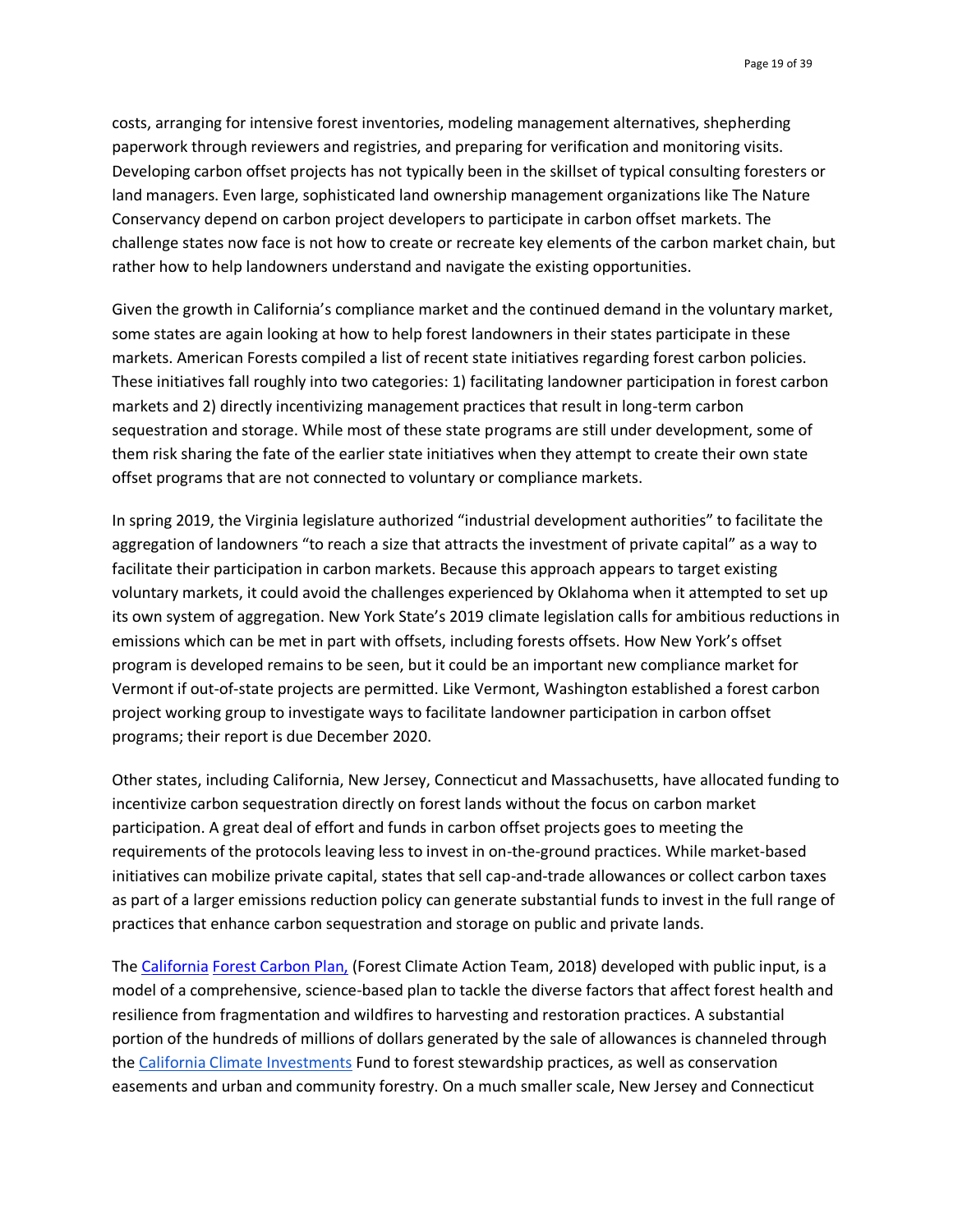costs, arranging for intensive forest inventories, modeling management alternatives, shepherding paperwork through reviewers and registries, and preparing for verification and monitoring visits. Developing carbon offset projects has not typically been in the skillset of typical consulting foresters or land managers. Even large, sophisticated land ownership management organizations like The Nature Conservancy depend on carbon project developers to participate in carbon offset markets. The challenge states now face is not how to create or recreate key elements of the carbon market chain, but rather how to help landowners understand and navigate the existing opportunities.

Given the growth in California's compliance market and the continued demand in the voluntary market, some states are again looking at how to help forest landowners in their states participate in these markets. American Forests compiled a list of recent state initiatives regarding forest carbon policies. These initiatives fall roughly into two categories: 1) facilitating landowner participation in forest carbon markets and 2) directly incentivizing management practices that result in long-term carbon sequestration and storage. While most of these state programs are still under development, some of them risk sharing the fate of the earlier state initiatives when they attempt to create their own state offset programs that are not connected to voluntary or compliance markets.

In spring 2019, the Virginia legislature authorized "industrial development authorities" to facilitate the aggregation of landowners "to reach a size that attracts the investment of private capital" as a way to facilitate their participation in carbon markets. Because this approach appears to target existing voluntary markets, it could avoid the challenges experienced by Oklahoma when it attempted to set up its own system of aggregation. New York State's 2019 climate legislation calls for ambitious reductions in emissions which can be met in part with offsets, including forests offsets. How New York's offset program is developed remains to be seen, but it could be an important new compliance market for Vermont if out-of-state projects are permitted. Like Vermont, Washington established a forest carbon project working group to investigate ways to facilitate landowner participation in carbon offset programs; their report is due December 2020.

Other states, including California, New Jersey, Connecticut and Massachusetts, have allocated funding to incentivize carbon sequestration directly on forest lands without the focus on carbon market participation. A great deal of effort and funds in carbon offset projects goes to meeting the requirements of the protocols leaving less to invest in on-the-ground practices. While market-based initiatives can mobilize private capital, states that sell cap-and-trade allowances or collect carbon taxes as part of a larger emissions reduction policy can generate substantial funds to invest in the full range of practices that enhance carbon sequestration and storage on public and private lands.

The California Forest Carbon Plan, (Forest Climate Action Team, 2018) developed with public input, is a model of a comprehensive, science-based plan to tackle the diverse factors that affect forest health and resilience from fragmentation and wildfires to harvesting and restoration practices. A substantial portion of the hundreds of millions of dollars generated by the sale of allowances is channeled through the California Climate Investments Fund to forest stewardship practices, as well as conservation easements and urban and community forestry. On a much smaller scale, New Jersey and Connecticut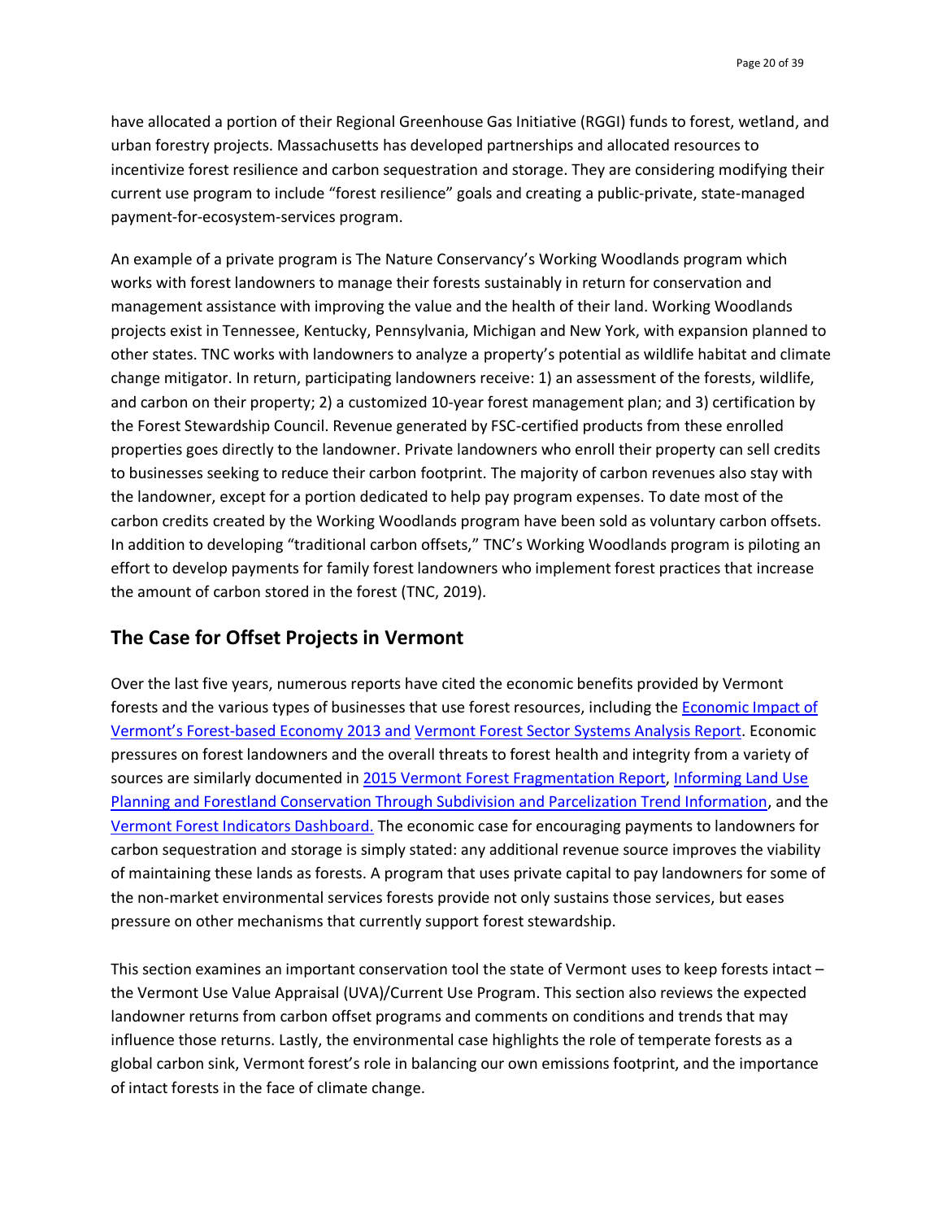have allocated a portion of their Regional Greenhouse Gas Initiative (RGGI) funds to forest, wetland, and urban forestry projects. Massachusetts has developed partnerships and allocated resources to incentivize forest resilience and carbon sequestration and storage. They are considering modifying their current use program to include "forest resilience" goals and creating a public-private, state-managed payment-for-ecosystem-services program.

An example of a private program is The Nature Conservancy's Working Woodlands program which works with forest landowners to manage their forests sustainably in return for conservation and management assistance with improving the value and the health of their land. Working Woodlands projects exist in Tennessee, Kentucky, Pennsylvania, Michigan and New York, with expansion planned to other states. TNC works with landowners to analyze a property's potential as wildlife habitat and climate change mitigator. In return, participating landowners receive: 1) an assessment of the forests, wildlife, and carbon on their property; 2) a customized 10-year forest management plan; and 3) certification by the Forest Stewardship Council. Revenue generated by FSC-certified products from these enrolled properties goes directly to the landowner. Private landowners who enroll their property can sell credits to businesses seeking to reduce their carbon footprint. The majority of carbon revenues also stay with the landowner, except for a portion dedicated to help pay program expenses. To date most of the carbon credits created by the Working Woodlands program have been sold as voluntary carbon offsets. In addition to developing "traditional carbon offsets," TNC's Working Woodlands program is piloting an effort to develop payments for family forest landowners who implement forest practices that increase the amount of carbon stored in the forest (TNC, 2019).

## The Case for Offset Projects in Vermont

Over the last five years, numerous reports have cited the economic benefits provided by Vermont forests and the various types of businesses that use forest resources, including the Economic Impact of Vermont's Forest-based Economy 2013 and Vermont Forest Sector Systems Analysis Report. Economic pressures on forest landowners and the overall threats to forest health and integrity from a variety of sources are similarly documented in 2015 Vermont Forest Fragmentation Report, Informing Land Use Planning and Forestland Conservation Through Subdivision and Parcelization Trend Information, and the Vermont Forest Indicators Dashboard. The economic case for encouraging payments to landowners for carbon sequestration and storage is simply stated: any additional revenue source improves the viability of maintaining these lands as forests. A program that uses private capital to pay landowners for some of the non-market environmental services forests provide not only sustains those services, but eases pressure on other mechanisms that currently support forest stewardship.

This section examines an important conservation tool the state of Vermont uses to keep forests intact – the Vermont Use Value Appraisal (UVA)/Current Use Program. This section also reviews the expected landowner returns from carbon offset programs and comments on conditions and trends that may influence those returns. Lastly, the environmental case highlights the role of temperate forests as a global carbon sink, Vermont forest's role in balancing our own emissions footprint, and the importance of intact forests in the face of climate change.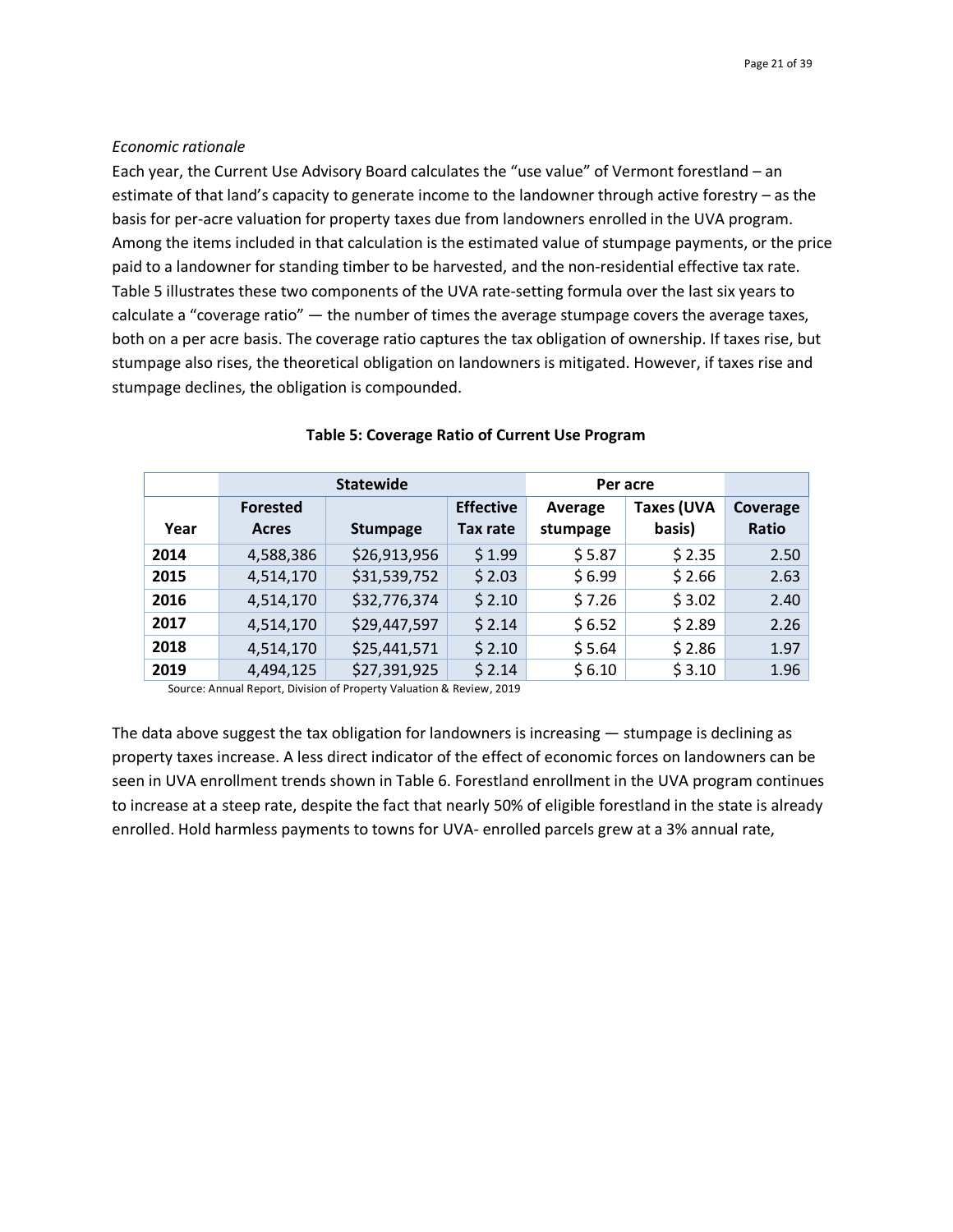*Economic rationale*

Each year, the Current Use Advisory Board calculates the "use value" of Vermont forestland – an estimate of that land's capacity to generate income to the landowner through active forestry – as the basis for per-acre valuation for property taxes due from landowners enrolled in the UVA program. Among the items included in that calculation is the estimated value of stumpage payments, or the price paid to a landowner for standing timber to be harvested, and the non-residential effective tax rate. Table 5 illustrates these two components of the UVA rate-setting formula over the last six years to calculate a "coverage ratio" — the number of times the average stumpage covers the average taxes, both on a per acre basis. The coverage ratio captures the tax obligation of ownership. If taxes rise, but stumpage also rises, the theoretical obligation on landowners is mitigated. However, if taxes rise and stumpage declines, the obligation is compounded.

**Table 5: Coverage Ratio of Current Use Program**

| | Statewide | | | Per acre | | |
|---|---|---|---|---|---|---|
| Year | Forested Acres | Stumpage | Effective Tax rate | Average stumpage | Taxes (UVA basis) | Coverage Ratio |
| **2014** | 4,588,386 | $26,913,956 | $ 1.99 | $ 5.87 | $ 2.35 | 2.50 |
| **2015** | 4,514,170 | $31,539,752 | $ 2.03 | $ 6.99 | $ 2.66 | 2.63 |
| **2016** | 4,514,170 | $32,776,374 | $ 2.10 | $ 7.26 | $ 3.02 | 2.40 |
| **2017** | 4,514,170 | $29,447,597 | $ 2.14 | $ 6.52 | $ 2.89 | 2.26 |
| **2018** | 4,514,170 | $25,441,571 | $ 2.10 | $ 5.64 | $ 2.86 | 1.97 |
| **2019** | 4,494,125 | $27,391,925 | $ 2.14 | $ 6.10 | $ 3.10 | 1.96 |

Source: Annual Report, Division of Property Valuation & Review, 2019

The data above suggest the tax obligation for landowners is increasing — stumpage is declining as property taxes increase. A less direct indicator of the effect of economic forces on landowners can be seen in UVA enrollment trends shown in Table 6. Forestland enrollment in the UVA program continues to increase at a steep rate, despite the fact that nearly 50% of eligible forestland in the state is already enrolled. Hold harmless payments to towns for UVA- enrolled parcels grew at a 3% annual rate,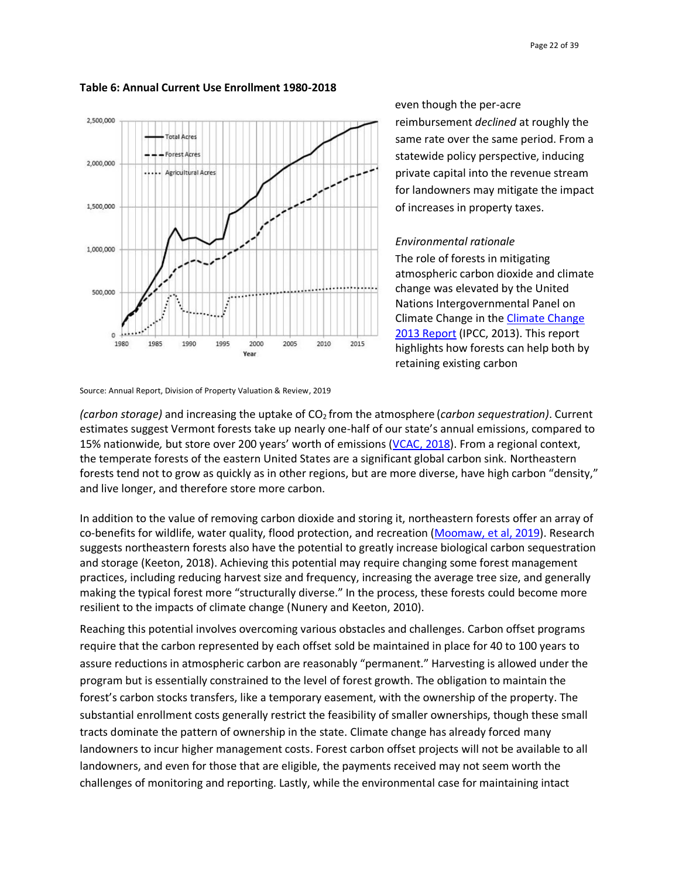**Table 6: Annual Current Use Enrollment 1980-2018**

Source: Annual Report, Division of Property Valuation & Review, 2019

even though the per-acre reimbursement *declined* at roughly the same rate over the same period. From a statewide policy perspective, inducing private capital into the revenue stream for landowners may mitigate the impact of increases in property taxes.

*Environmental rationale*

The role of forests in mitigating atmospheric carbon dioxide and climate change was elevated by the United Nations Intergovernmental Panel on Climate Change in the [Climate Change 2013 Report](#) (IPCC, 2013). This report highlights how forests can help both by retaining existing carbon *(carbon storage)* and increasing the uptake of $CO_2$ from the atmosphere (*carbon sequestration)*. Current estimates suggest Vermont forests take up nearly one-half of our state's annual emissions, compared to 15% nationwide, but store over 200 years' worth of emissions ([VCAC, 2018](#)). From a regional context, the temperate forests of the eastern United States are a significant global carbon sink. Northeastern forests tend not to grow as quickly as in other regions, but are more diverse, have high carbon "density," and live longer, and therefore store more carbon.

In addition to the value of removing carbon dioxide and storing it, northeastern forests offer an array of co-benefits for wildlife, water quality, flood protection, and recreation ([Moomaw, et al, 2019](#)). Research suggests northeastern forests also have the potential to greatly increase biological carbon sequestration and storage (Keeton, 2018). Achieving this potential may require changing some forest management practices, including reducing harvest size and frequency, increasing the average tree size, and generally making the typical forest more "structurally diverse." In the process, these forests could become more resilient to the impacts of climate change (Nunery and Keeton, 2010).

Reaching this potential involves overcoming various obstacles and challenges. Carbon offset programs require that the carbon represented by each offset sold be maintained in place for 40 to 100 years to assure reductions in atmospheric carbon are reasonably "permanent." Harvesting is allowed under the program but is essentially constrained to the level of forest growth. The obligation to maintain the forest's carbon stocks transfers, like a temporary easement, with the ownership of the property. The substantial enrollment costs generally restrict the feasibility of smaller ownerships, though these small tracts dominate the pattern of ownership in the state. Climate change has already forced many landowners to incur higher management costs. Forest carbon offset projects will not be available to all landowners, and even for those that are eligible, the payments received may not seem worth the challenges of monitoring and reporting. Lastly, while the environmental case for maintaining intact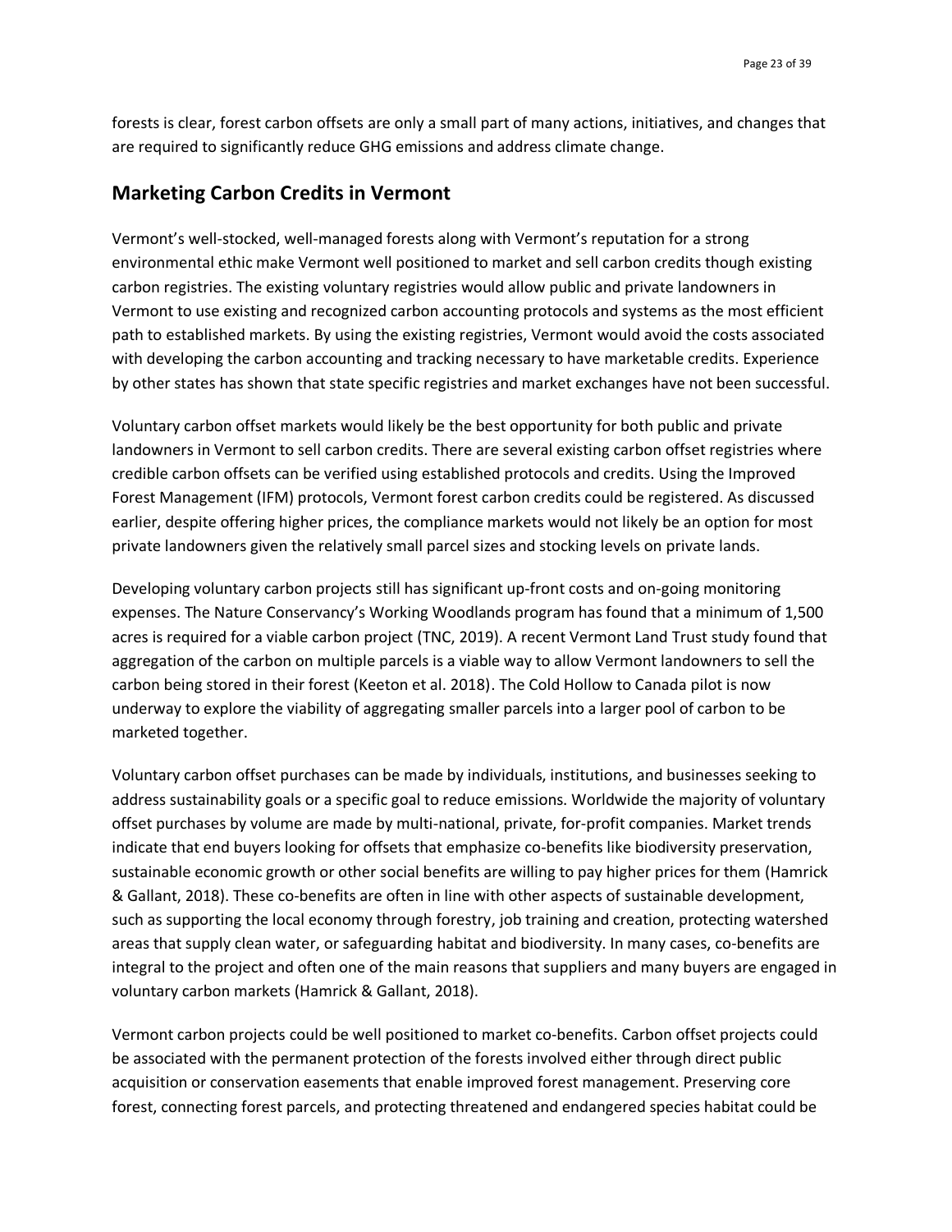forests is clear, forest carbon offsets are only a small part of many actions, initiatives, and changes that are required to significantly reduce GHG emissions and address climate change.

## Marketing Carbon Credits in Vermont

Vermont's well-stocked, well-managed forests along with Vermont's reputation for a strong environmental ethic make Vermont well positioned to market and sell carbon credits though existing carbon registries. The existing voluntary registries would allow public and private landowners in Vermont to use existing and recognized carbon accounting protocols and systems as the most efficient path to established markets. By using the existing registries, Vermont would avoid the costs associated with developing the carbon accounting and tracking necessary to have marketable credits. Experience by other states has shown that state specific registries and market exchanges have not been successful.

Voluntary carbon offset markets would likely be the best opportunity for both public and private landowners in Vermont to sell carbon credits. There are several existing carbon offset registries where credible carbon offsets can be verified using established protocols and credits. Using the Improved Forest Management (IFM) protocols, Vermont forest carbon credits could be registered. As discussed earlier, despite offering higher prices, the compliance markets would not likely be an option for most private landowners given the relatively small parcel sizes and stocking levels on private lands.

Developing voluntary carbon projects still has significant up-front costs and on-going monitoring expenses. The Nature Conservancy's Working Woodlands program has found that a minimum of 1,500 acres is required for a viable carbon project (TNC, 2019). A recent Vermont Land Trust study found that aggregation of the carbon on multiple parcels is a viable way to allow Vermont landowners to sell the carbon being stored in their forest (Keeton et al. 2018). The Cold Hollow to Canada pilot is now underway to explore the viability of aggregating smaller parcels into a larger pool of carbon to be marketed together.

Voluntary carbon offset purchases can be made by individuals, institutions, and businesses seeking to address sustainability goals or a specific goal to reduce emissions. Worldwide the majority of voluntary offset purchases by volume are made by multi-national, private, for-profit companies. Market trends indicate that end buyers looking for offsets that emphasize co-benefits like biodiversity preservation, sustainable economic growth or other social benefits are willing to pay higher prices for them (Hamrick & Gallant, 2018). These co-benefits are often in line with other aspects of sustainable development, such as supporting the local economy through forestry, job training and creation, protecting watershed areas that supply clean water, or safeguarding habitat and biodiversity. In many cases, co-benefits are integral to the project and often one of the main reasons that suppliers and many buyers are engaged in voluntary carbon markets (Hamrick & Gallant, 2018).

Vermont carbon projects could be well positioned to market co-benefits. Carbon offset projects could be associated with the permanent protection of the forests involved either through direct public acquisition or conservation easements that enable improved forest management. Preserving core forest, connecting forest parcels, and protecting threatened and endangered species habitat could be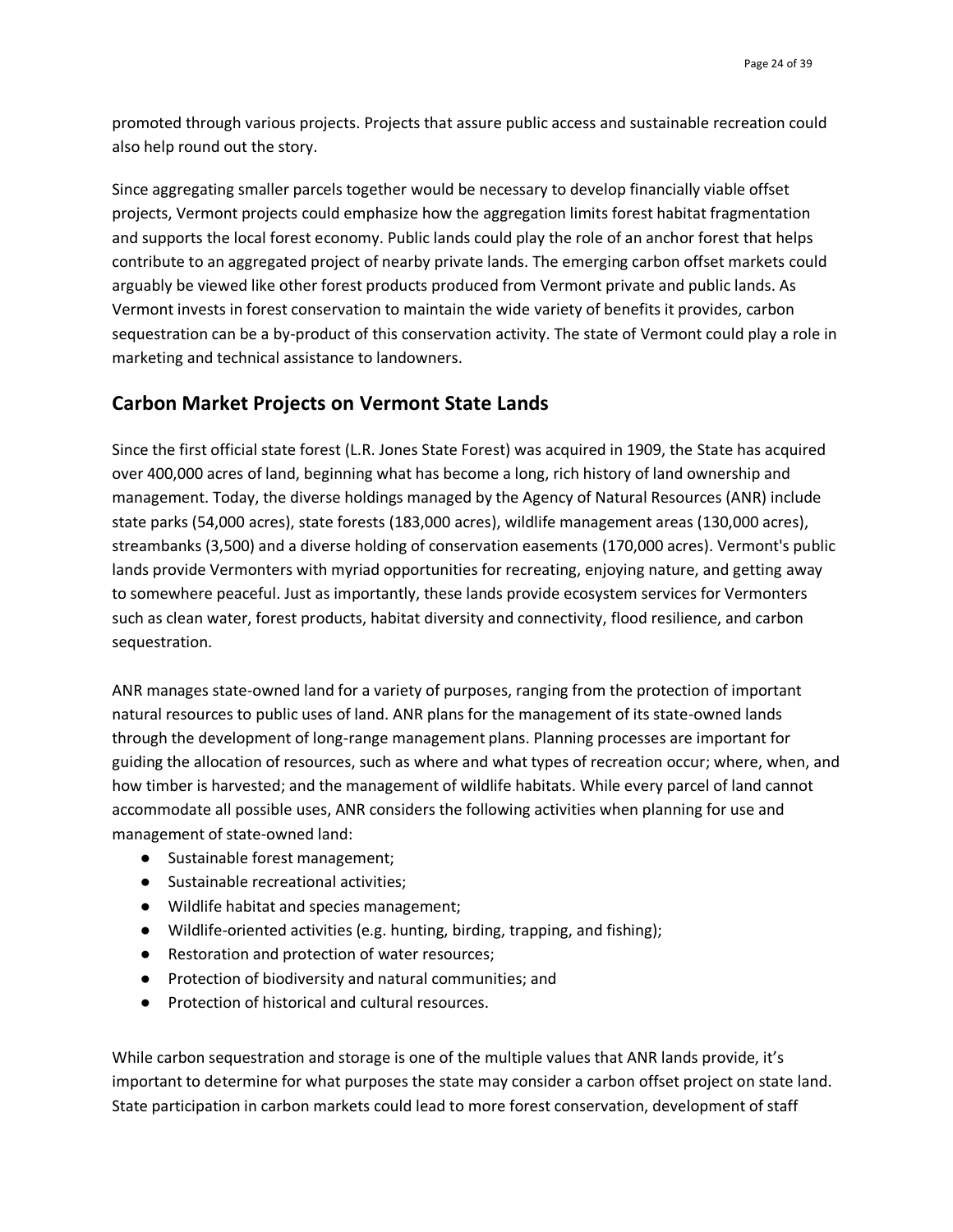promoted through various projects. Projects that assure public access and sustainable recreation could also help round out the story.

Since aggregating smaller parcels together would be necessary to develop financially viable offset projects, Vermont projects could emphasize how the aggregation limits forest habitat fragmentation and supports the local forest economy. Public lands could play the role of an anchor forest that helps contribute to an aggregated project of nearby private lands. The emerging carbon offset markets could arguably be viewed like other forest products produced from Vermont private and public lands. As Vermont invests in forest conservation to maintain the wide variety of benefits it provides, carbon sequestration can be a by-product of this conservation activity. The state of Vermont could play a role in marketing and technical assistance to landowners.

## Carbon Market Projects on Vermont State Lands

Since the first official state forest (L.R. Jones State Forest) was acquired in 1909, the State has acquired over 400,000 acres of land, beginning what has become a long, rich history of land ownership and management. Today, the diverse holdings managed by the Agency of Natural Resources (ANR) include state parks (54,000 acres), state forests (183,000 acres), wildlife management areas (130,000 acres), streambanks (3,500) and a diverse holding of conservation easements (170,000 acres). Vermont's public lands provide Vermonters with myriad opportunities for recreating, enjoying nature, and getting away to somewhere peaceful. Just as importantly, these lands provide ecosystem services for Vermonters such as clean water, forest products, habitat diversity and connectivity, flood resilience, and carbon sequestration.

ANR manages state-owned land for a variety of purposes, ranging from the protection of important natural resources to public uses of land. ANR plans for the management of its state-owned lands through the development of long-range management plans. Planning processes are important for guiding the allocation of resources, such as where and what types of recreation occur; where, when, and how timber is harvested; and the management of wildlife habitats. While every parcel of land cannot accommodate all possible uses, ANR considers the following activities when planning for use and management of state-owned land:

- Sustainable forest management;
- Sustainable recreational activities;
- Wildlife habitat and species management;
- Wildlife-oriented activities (e.g. hunting, birding, trapping, and fishing);
- Restoration and protection of water resources;
- Protection of biodiversity and natural communities; and
- Protection of historical and cultural resources.

While carbon sequestration and storage is one of the multiple values that ANR lands provide, it's important to determine for what purposes the state may consider a carbon offset project on state land. State participation in carbon markets could lead to more forest conservation, development of staff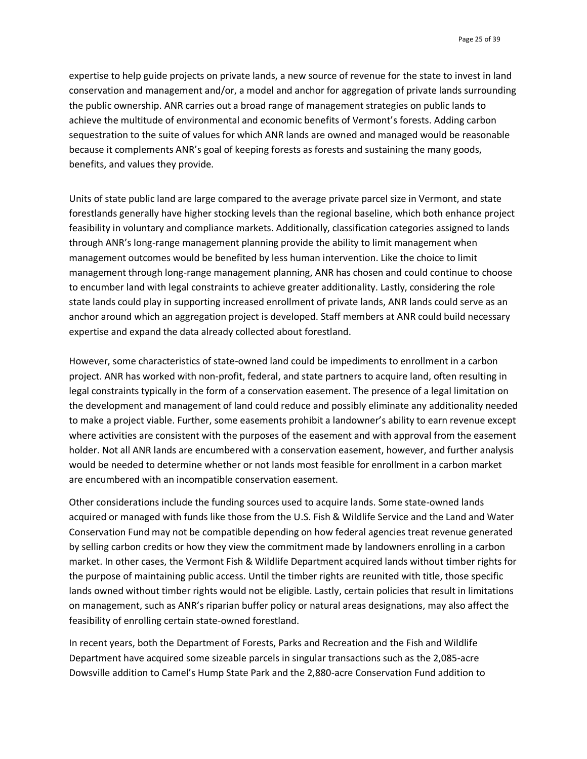expertise to help guide projects on private lands, a new source of revenue for the state to invest in land conservation and management and/or, a model and anchor for aggregation of private lands surrounding the public ownership. ANR carries out a broad range of management strategies on public lands to achieve the multitude of environmental and economic benefits of Vermont's forests. Adding carbon sequestration to the suite of values for which ANR lands are owned and managed would be reasonable because it complements ANR's goal of keeping forests as forests and sustaining the many goods, benefits, and values they provide.

Units of state public land are large compared to the average private parcel size in Vermont, and state forestlands generally have higher stocking levels than the regional baseline, which both enhance project feasibility in voluntary and compliance markets. Additionally, classification categories assigned to lands through ANR's long-range management planning provide the ability to limit management when management outcomes would be benefited by less human intervention. Like the choice to limit management through long-range management planning, ANR has chosen and could continue to choose to encumber land with legal constraints to achieve greater additionality. Lastly, considering the role state lands could play in supporting increased enrollment of private lands, ANR lands could serve as an anchor around which an aggregation project is developed. Staff members at ANR could build necessary expertise and expand the data already collected about forestland.

However, some characteristics of state-owned land could be impediments to enrollment in a carbon project. ANR has worked with non-profit, federal, and state partners to acquire land, often resulting in legal constraints typically in the form of a conservation easement. The presence of a legal limitation on the development and management of land could reduce and possibly eliminate any additionality needed to make a project viable. Further, some easements prohibit a landowner's ability to earn revenue except where activities are consistent with the purposes of the easement and with approval from the easement holder. Not all ANR lands are encumbered with a conservation easement, however, and further analysis would be needed to determine whether or not lands most feasible for enrollment in a carbon market are encumbered with an incompatible conservation easement.

Other considerations include the funding sources used to acquire lands. Some state-owned lands acquired or managed with funds like those from the U.S. Fish & Wildlife Service and the Land and Water Conservation Fund may not be compatible depending on how federal agencies treat revenue generated by selling carbon credits or how they view the commitment made by landowners enrolling in a carbon market. In other cases, the Vermont Fish & Wildlife Department acquired lands without timber rights for the purpose of maintaining public access. Until the timber rights are reunited with title, those specific lands owned without timber rights would not be eligible. Lastly, certain policies that result in limitations on management, such as ANR's riparian buffer policy or natural areas designations, may also affect the feasibility of enrolling certain state-owned forestland.

In recent years, both the Department of Forests, Parks and Recreation and the Fish and Wildlife Department have acquired some sizeable parcels in singular transactions such as the 2,085-acre Dowsville addition to Camel's Hump State Park and the 2,880-acre Conservation Fund addition to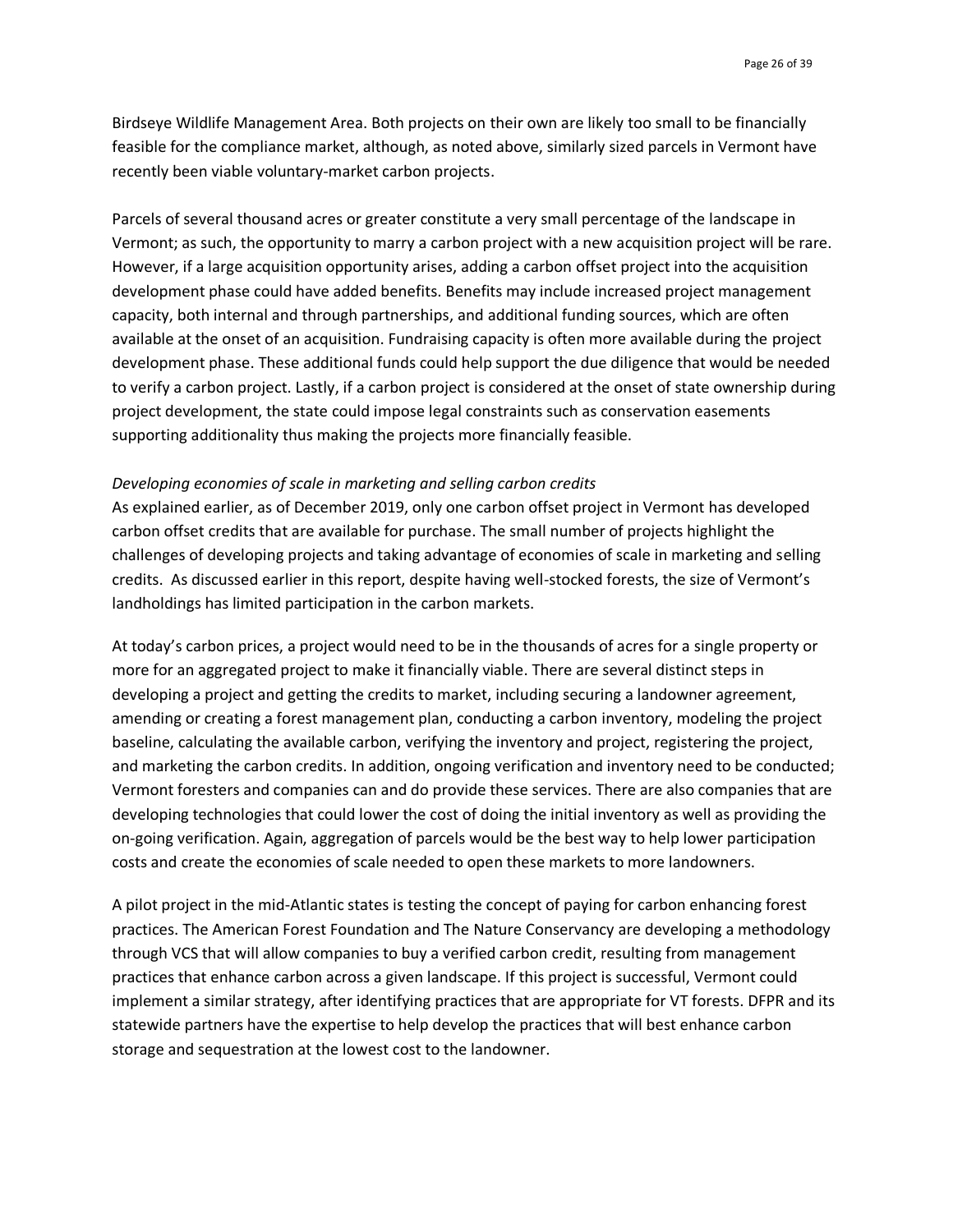Birdseye Wildlife Management Area. Both projects on their own are likely too small to be financially feasible for the compliance market, although, as noted above, similarly sized parcels in Vermont have recently been viable voluntary-market carbon projects.

Parcels of several thousand acres or greater constitute a very small percentage of the landscape in Vermont; as such, the opportunity to marry a carbon project with a new acquisition project will be rare. However, if a large acquisition opportunity arises, adding a carbon offset project into the acquisition development phase could have added benefits. Benefits may include increased project management capacity, both internal and through partnerships, and additional funding sources, which are often available at the onset of an acquisition. Fundraising capacity is often more available during the project development phase. These additional funds could help support the due diligence that would be needed to verify a carbon project. Lastly, if a carbon project is considered at the onset of state ownership during project development, the state could impose legal constraints such as conservation easements supporting additionality thus making the projects more financially feasible.

*Developing economies of scale in marketing and selling carbon credits*

As explained earlier, as of December 2019, only one carbon offset project in Vermont has developed carbon offset credits that are available for purchase. The small number of projects highlight the challenges of developing projects and taking advantage of economies of scale in marketing and selling credits. As discussed earlier in this report, despite having well-stocked forests, the size of Vermont's landholdings has limited participation in the carbon markets.

At today's carbon prices, a project would need to be in the thousands of acres for a single property or more for an aggregated project to make it financially viable. There are several distinct steps in developing a project and getting the credits to market, including securing a landowner agreement, amending or creating a forest management plan, conducting a carbon inventory, modeling the project baseline, calculating the available carbon, verifying the inventory and project, registering the project, and marketing the carbon credits. In addition, ongoing verification and inventory need to be conducted; Vermont foresters and companies can and do provide these services. There are also companies that are developing technologies that could lower the cost of doing the initial inventory as well as providing the on-going verification. Again, aggregation of parcels would be the best way to help lower participation costs and create the economies of scale needed to open these markets to more landowners.

A pilot project in the mid-Atlantic states is testing the concept of paying for carbon enhancing forest practices. The American Forest Foundation and The Nature Conservancy are developing a methodology through VCS that will allow companies to buy a verified carbon credit, resulting from management practices that enhance carbon across a given landscape. If this project is successful, Vermont could implement a similar strategy, after identifying practices that are appropriate for VT forests. DFPR and its statewide partners have the expertise to help develop the practices that will best enhance carbon storage and sequestration at the lowest cost to the landowner.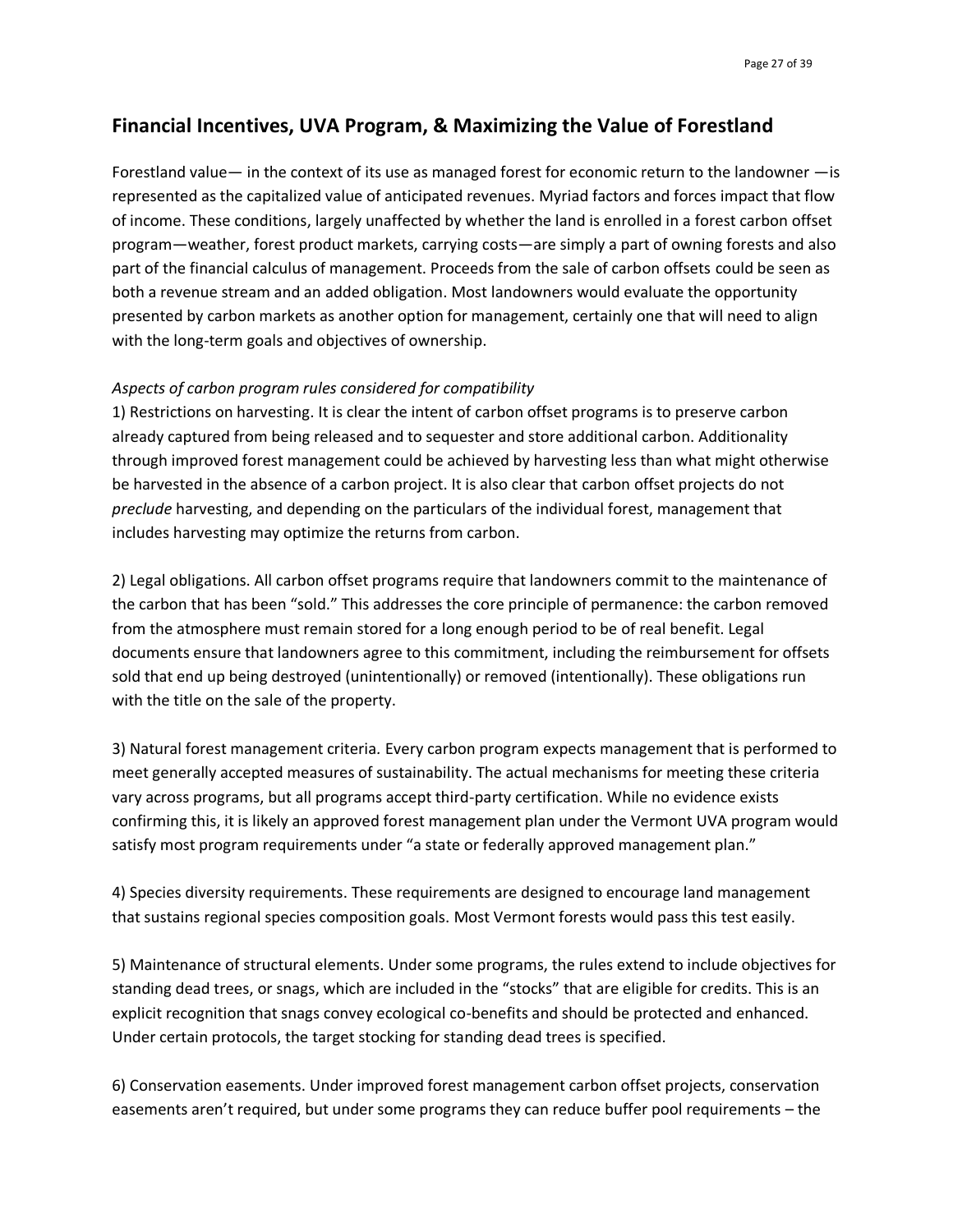## Financial Incentives, UVA Program, & Maximizing the Value of Forestland

Forestland value— in the context of its use as managed forest for economic return to the landowner —is represented as the capitalized value of anticipated revenues. Myriad factors and forces impact that flow of income. These conditions, largely unaffected by whether the land is enrolled in a forest carbon offset program—weather, forest product markets, carrying costs—are simply a part of owning forests and also part of the financial calculus of management. Proceeds from the sale of carbon offsets could be seen as both a revenue stream and an added obligation. Most landowners would evaluate the opportunity presented by carbon markets as another option for management, certainly one that will need to align with the long-term goals and objectives of ownership.

*Aspects of carbon program rules considered for compatibility*

1) Restrictions on harvesting. It is clear the intent of carbon offset programs is to preserve carbon already captured from being released and to sequester and store additional carbon. Additionality through improved forest management could be achieved by harvesting less than what might otherwise be harvested in the absence of a carbon project. It is also clear that carbon offset projects do not *preclude* harvesting, and depending on the particulars of the individual forest, management that includes harvesting may optimize the returns from carbon.

2) Legal obligations. All carbon offset programs require that landowners commit to the maintenance of the carbon that has been "sold." This addresses the core principle of permanence: the carbon removed from the atmosphere must remain stored for a long enough period to be of real benefit. Legal documents ensure that landowners agree to this commitment, including the reimbursement for offsets sold that end up being destroyed (unintentionally) or removed (intentionally). These obligations run with the title on the sale of the property.

3) Natural forest management criteria. Every carbon program expects management that is performed to meet generally accepted measures of sustainability. The actual mechanisms for meeting these criteria vary across programs, but all programs accept third-party certification. While no evidence exists confirming this, it is likely an approved forest management plan under the Vermont UVA program would satisfy most program requirements under "a state or federally approved management plan."

4) Species diversity requirements. These requirements are designed to encourage land management that sustains regional species composition goals. Most Vermont forests would pass this test easily.

5) Maintenance of structural elements. Under some programs, the rules extend to include objectives for standing dead trees, or snags, which are included in the "stocks" that are eligible for credits. This is an explicit recognition that snags convey ecological co-benefits and should be protected and enhanced. Under certain protocols, the target stocking for standing dead trees is specified.

6) Conservation easements. Under improved forest management carbon offset projects, conservation easements aren't required, but under some programs they can reduce buffer pool requirements – the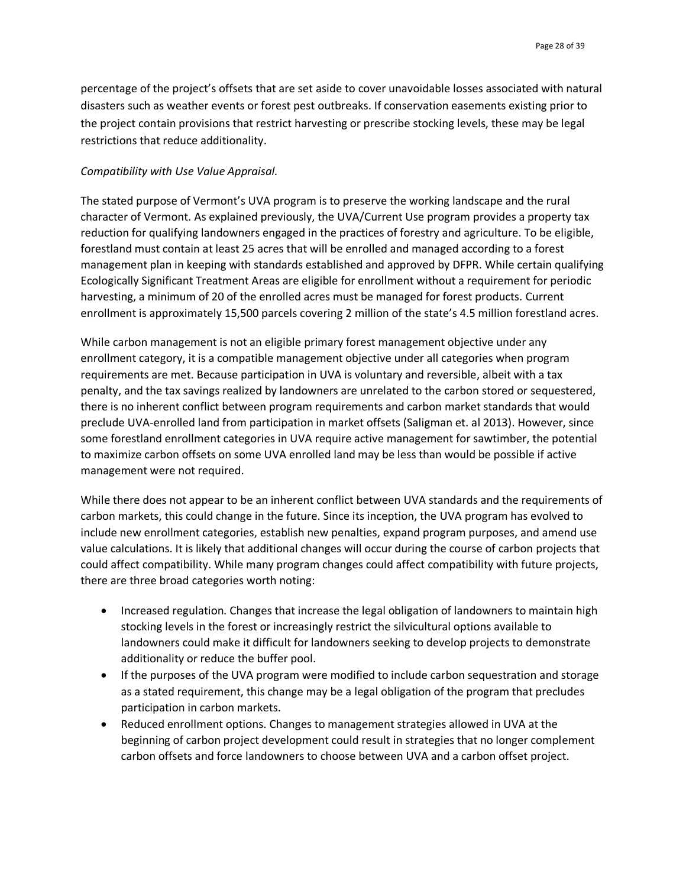percentage of the project's offsets that are set aside to cover unavoidable losses associated with natural disasters such as weather events or forest pest outbreaks. If conservation easements existing prior to the project contain provisions that restrict harvesting or prescribe stocking levels, these may be legal restrictions that reduce additionality.

*Compatibility with Use Value Appraisal.*

The stated purpose of Vermont's UVA program is to preserve the working landscape and the rural character of Vermont. As explained previously, the UVA/Current Use program provides a property tax reduction for qualifying landowners engaged in the practices of forestry and agriculture. To be eligible, forestland must contain at least 25 acres that will be enrolled and managed according to a forest management plan in keeping with standards established and approved by DFPR. While certain qualifying Ecologically Significant Treatment Areas are eligible for enrollment without a requirement for periodic harvesting, a minimum of 20 of the enrolled acres must be managed for forest products. Current enrollment is approximately 15,500 parcels covering 2 million of the state's 4.5 million forestland acres.

While carbon management is not an eligible primary forest management objective under any enrollment category, it is a compatible management objective under all categories when program requirements are met. Because participation in UVA is voluntary and reversible, albeit with a tax penalty, and the tax savings realized by landowners are unrelated to the carbon stored or sequestered, there is no inherent conflict between program requirements and carbon market standards that would preclude UVA-enrolled land from participation in market offsets (Saligman et. al 2013). However, since some forestland enrollment categories in UVA require active management for sawtimber, the potential to maximize carbon offsets on some UVA enrolled land may be less than would be possible if active management were not required.

While there does not appear to be an inherent conflict between UVA standards and the requirements of carbon markets, this could change in the future. Since its inception, the UVA program has evolved to include new enrollment categories, establish new penalties, expand program purposes, and amend use value calculations. It is likely that additional changes will occur during the course of carbon projects that could affect compatibility. While many program changes could affect compatibility with future projects, there are three broad categories worth noting:

- Increased regulation. Changes that increase the legal obligation of landowners to maintain high stocking levels in the forest or increasingly restrict the silvicultural options available to landowners could make it difficult for landowners seeking to develop projects to demonstrate additionality or reduce the buffer pool.
- If the purposes of the UVA program were modified to include carbon sequestration and storage as a stated requirement, this change may be a legal obligation of the program that precludes participation in carbon markets.
- Reduced enrollment options. Changes to management strategies allowed in UVA at the beginning of carbon project development could result in strategies that no longer complement carbon offsets and force landowners to choose between UVA and a carbon offset project.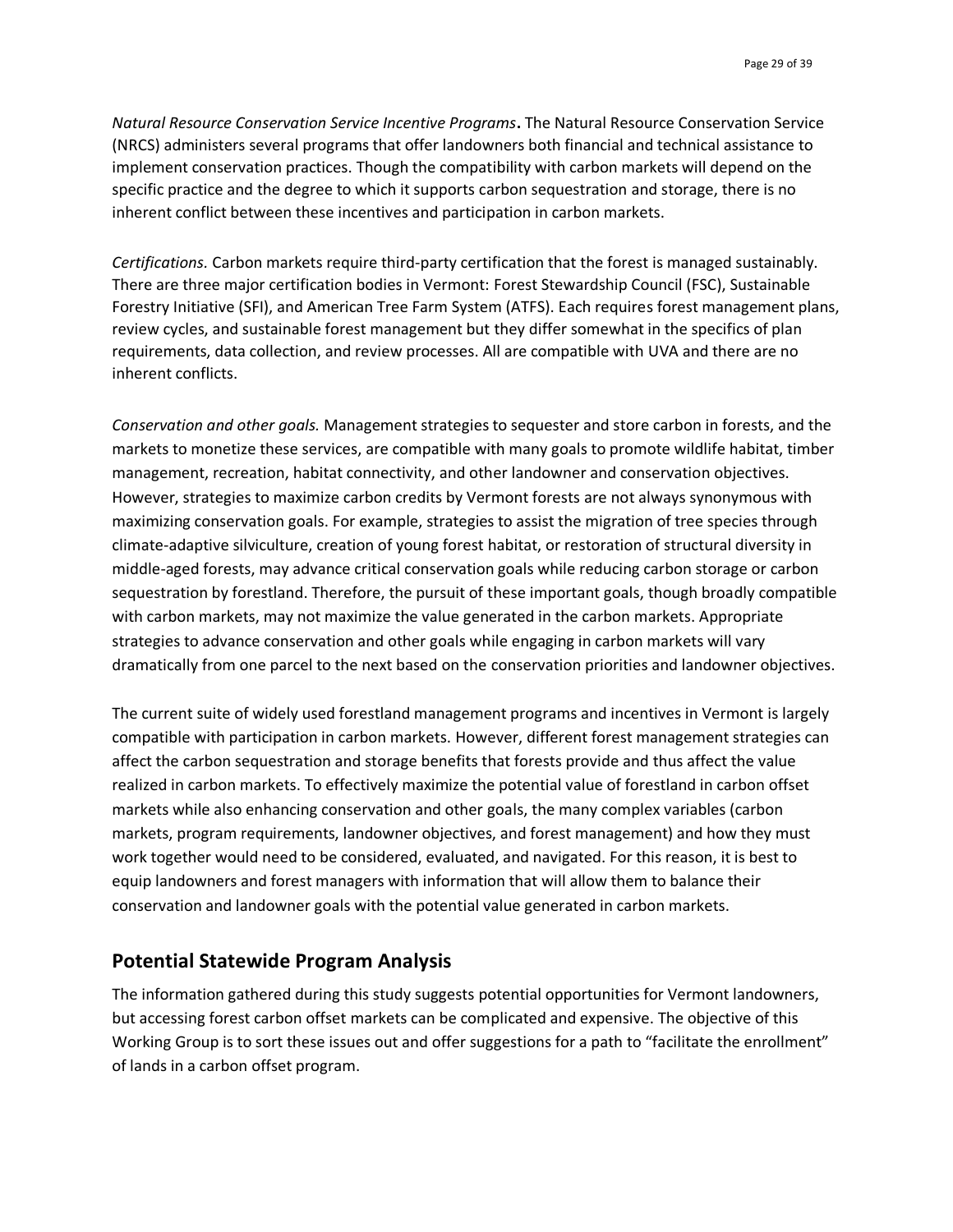*Natural Resource Conservation Service Incentive Programs***.** The Natural Resource Conservation Service (NRCS) administers several programs that offer landowners both financial and technical assistance to implement conservation practices. Though the compatibility with carbon markets will depend on the specific practice and the degree to which it supports carbon sequestration and storage, there is no inherent conflict between these incentives and participation in carbon markets.

*Certifications.* Carbon markets require third-party certification that the forest is managed sustainably. There are three major certification bodies in Vermont: Forest Stewardship Council (FSC), Sustainable Forestry Initiative (SFI), and American Tree Farm System (ATFS). Each requires forest management plans, review cycles, and sustainable forest management but they differ somewhat in the specifics of plan requirements, data collection, and review processes. All are compatible with UVA and there are no inherent conflicts.

*Conservation and other goals.* Management strategies to sequester and store carbon in forests, and the markets to monetize these services, are compatible with many goals to promote wildlife habitat, timber management, recreation, habitat connectivity, and other landowner and conservation objectives. However, strategies to maximize carbon credits by Vermont forests are not always synonymous with maximizing conservation goals. For example, strategies to assist the migration of tree species through climate-adaptive silviculture, creation of young forest habitat, or restoration of structural diversity in middle-aged forests, may advance critical conservation goals while reducing carbon storage or carbon sequestration by forestland. Therefore, the pursuit of these important goals, though broadly compatible with carbon markets, may not maximize the value generated in the carbon markets. Appropriate strategies to advance conservation and other goals while engaging in carbon markets will vary dramatically from one parcel to the next based on the conservation priorities and landowner objectives.

The current suite of widely used forestland management programs and incentives in Vermont is largely compatible with participation in carbon markets. However, different forest management strategies can affect the carbon sequestration and storage benefits that forests provide and thus affect the value realized in carbon markets. To effectively maximize the potential value of forestland in carbon offset markets while also enhancing conservation and other goals, the many complex variables (carbon markets, program requirements, landowner objectives, and forest management) and how they must work together would need to be considered, evaluated, and navigated. For this reason, it is best to equip landowners and forest managers with information that will allow them to balance their conservation and landowner goals with the potential value generated in carbon markets.

## Potential Statewide Program Analysis

The information gathered during this study suggests potential opportunities for Vermont landowners, but accessing forest carbon offset markets can be complicated and expensive. The objective of this Working Group is to sort these issues out and offer suggestions for a path to "facilitate the enrollment" of lands in a carbon offset program.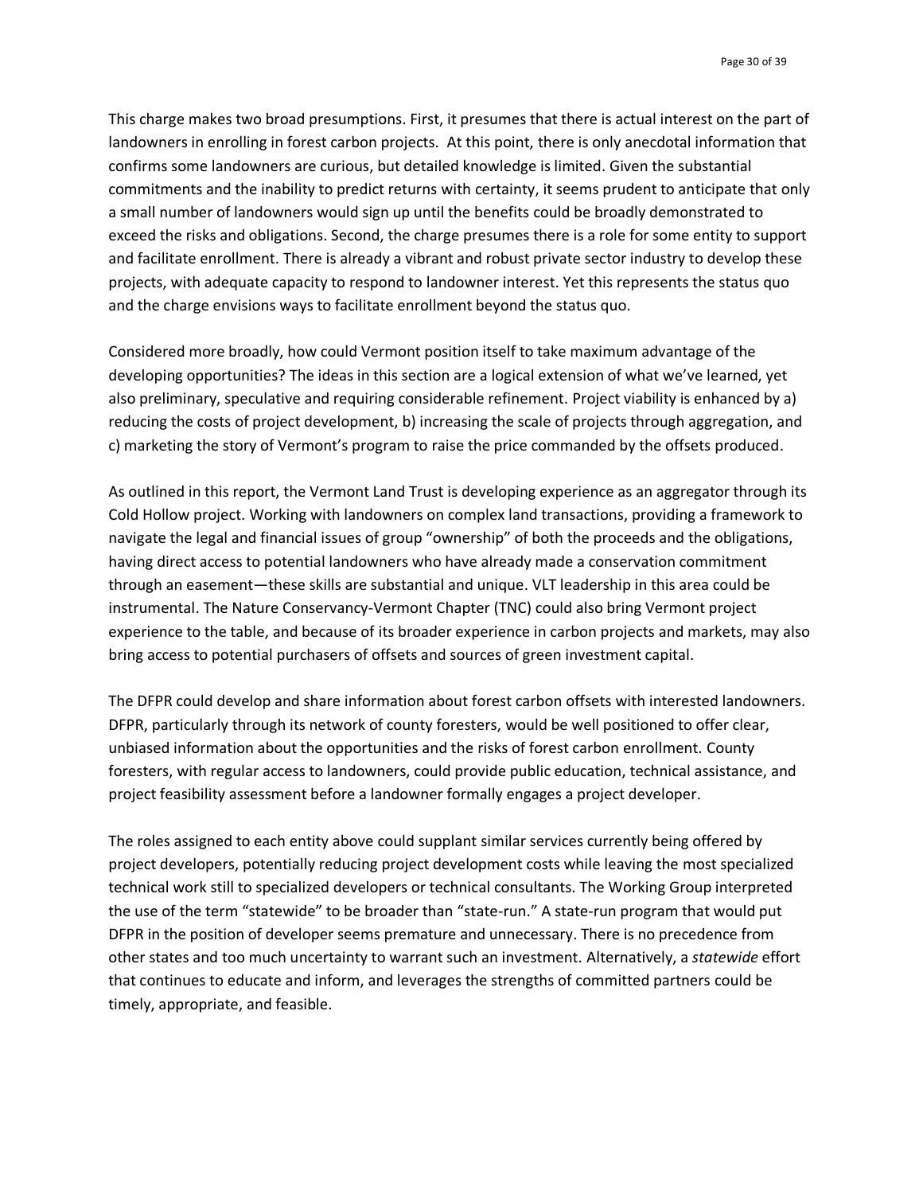This charge makes two broad presumptions. First, it presumes that there is actual interest on the part of landowners in enrolling in forest carbon projects. At this point, there is only anecdotal information that confirms some landowners are curious, but detailed knowledge is limited. Given the substantial commitments and the inability to predict returns with certainty, it seems prudent to anticipate that only a small number of landowners would sign up until the benefits could be broadly demonstrated to exceed the risks and obligations. Second, the charge presumes there is a role for some entity to support and facilitate enrollment. There is already a vibrant and robust private sector industry to develop these projects, with adequate capacity to respond to landowner interest. Yet this represents the status quo and the charge envisions ways to facilitate enrollment beyond the status quo.

Considered more broadly, how could Vermont position itself to take maximum advantage of the developing opportunities? The ideas in this section are a logical extension of what we've learned, yet also preliminary, speculative and requiring considerable refinement. Project viability is enhanced by a) reducing the costs of project development, b) increasing the scale of projects through aggregation, and c) marketing the story of Vermont's program to raise the price commanded by the offsets produced.

As outlined in this report, the Vermont Land Trust is developing experience as an aggregator through its Cold Hollow project. Working with landowners on complex land transactions, providing a framework to navigate the legal and financial issues of group "ownership" of both the proceeds and the obligations, having direct access to potential landowners who have already made a conservation commitment through an easement—these skills are substantial and unique. VLT leadership in this area could be instrumental. The Nature Conservancy-Vermont Chapter (TNC) could also bring Vermont project experience to the table, and because of its broader experience in carbon projects and markets, may also bring access to potential purchasers of offsets and sources of green investment capital.

The DFPR could develop and share information about forest carbon offsets with interested landowners. DFPR, particularly through its network of county foresters, would be well positioned to offer clear, unbiased information about the opportunities and the risks of forest carbon enrollment. County foresters, with regular access to landowners, could provide public education, technical assistance, and project feasibility assessment before a landowner formally engages a project developer.

The roles assigned to each entity above could supplant similar services currently being offered by project developers, potentially reducing project development costs while leaving the most specialized technical work still to specialized developers or technical consultants. The Working Group interpreted the use of the term "statewide" to be broader than "state-run." A state-run program that would put DFPR in the position of developer seems premature and unnecessary. There is no precedence from other states and too much uncertainty to warrant such an investment. Alternatively, a *statewide* effort that continues to educate and inform, and leverages the strengths of committed partners could be timely, appropriate, and feasible.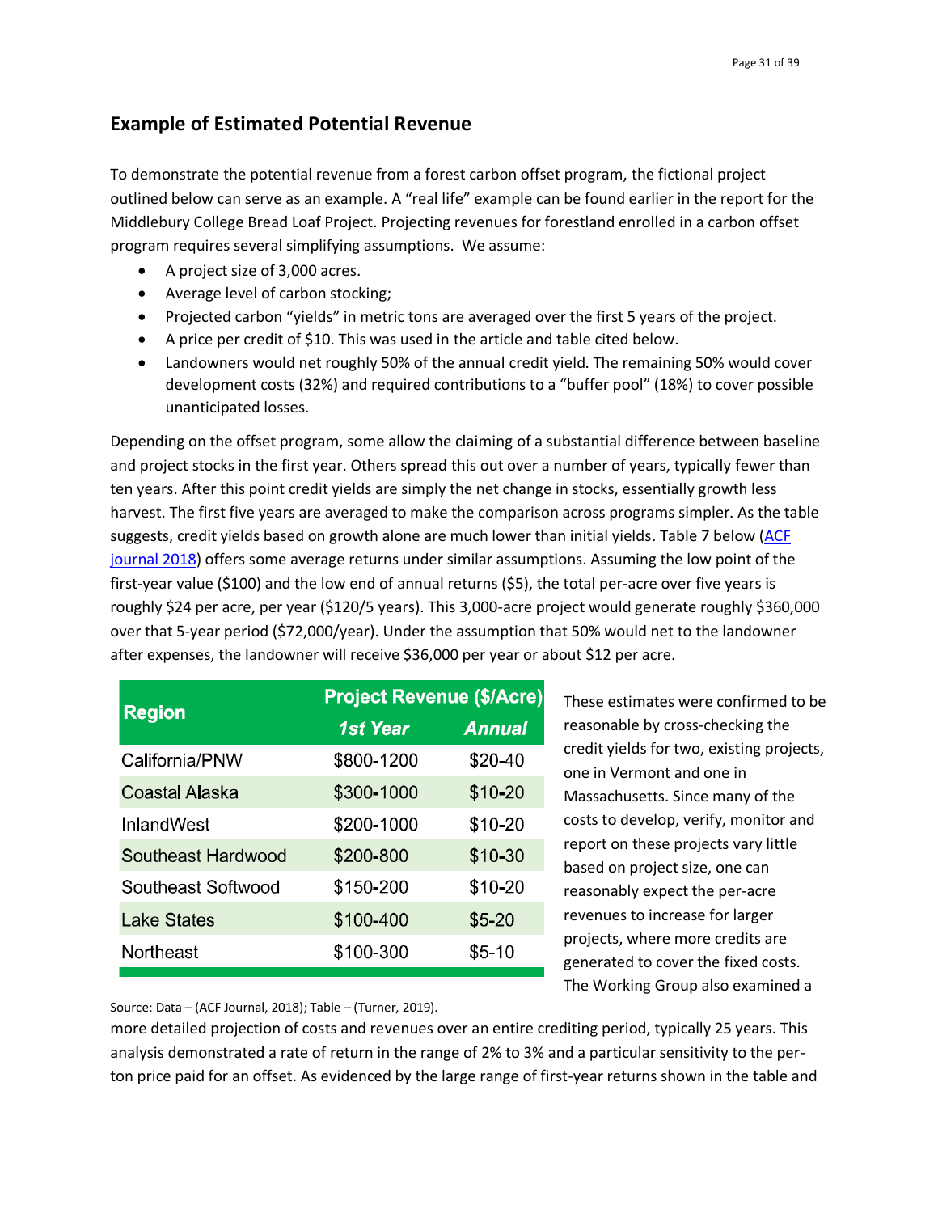## Example of Estimated Potential Revenue

To demonstrate the potential revenue from a forest carbon offset program, the fictional project outlined below can serve as an example. A "real life" example can be found earlier in the report for the Middlebury College Bread Loaf Project. Projecting revenues for forestland enrolled in a carbon offset program requires several simplifying assumptions. We assume:

- A project size of 3,000 acres.
- Average level of carbon stocking;
- Projected carbon "yields" in metric tons are averaged over the first 5 years of the project.
- A price per credit of $10. This was used in the article and table cited below.
- Landowners would net roughly 50% of the annual credit yield. The remaining 50% would cover development costs (32%) and required contributions to a "buffer pool" (18%) to cover possible unanticipated losses.

Depending on the offset program, some allow the claiming of a substantial difference between baseline and project stocks in the first year. Others spread this out over a number of years, typically fewer than ten years. After this point credit yields are simply the net change in stocks, essentially growth less harvest. The first five years are averaged to make the comparison across programs simpler. As the table suggests, credit yields based on growth alone are much lower than initial yields. Table 7 below (ACF journal 2018) offers some average returns under similar assumptions. Assuming the low point of the first-year value ($100) and the low end of annual returns ($5), the total per-acre over five years is roughly $24 per acre, per year ($120/5 years). This 3,000-acre project would generate roughly $360,000 over that 5-year period ($72,000/year). Under the assumption that 50% would net to the landowner after expenses, the landowner will receive $36,000 per year or about $12 per acre.

| Region | Project Revenue ($/Acre) | |
|---|---|---|
| | *1st Year* | *Annual* |
| California/PNW | $800-1200 | $20-40 |
| Coastal Alaska | $300-1000 | $10-20 |
| InlandWest | $200-1000 | $10-20 |
| Southeast Hardwood | $200-800 | $10-30 |
| Southeast Softwood | $150-200 | $10-20 |
| Lake States | $100-400 | $5-20 |
| Northeast | $100-300 | $5-10 |

Source: Data – (ACF Journal, 2018); Table – (Turner, 2019).

These estimates were confirmed to be reasonable by cross-checking the credit yields for two, existing projects, one in Vermont and one in Massachusetts. Since many of the costs to develop, verify, monitor and report on these projects vary little based on project size, one can reasonably expect the per-acre revenues to increase for larger projects, where more credits are generated to cover the fixed costs. The Working Group also examined a more detailed projection of costs and revenues over an entire crediting period, typically 25 years. This analysis demonstrated a rate of return in the range of 2% to 3% and a particular sensitivity to the per-ton price paid for an offset. As evidenced by the large range of first-year returns shown in the table and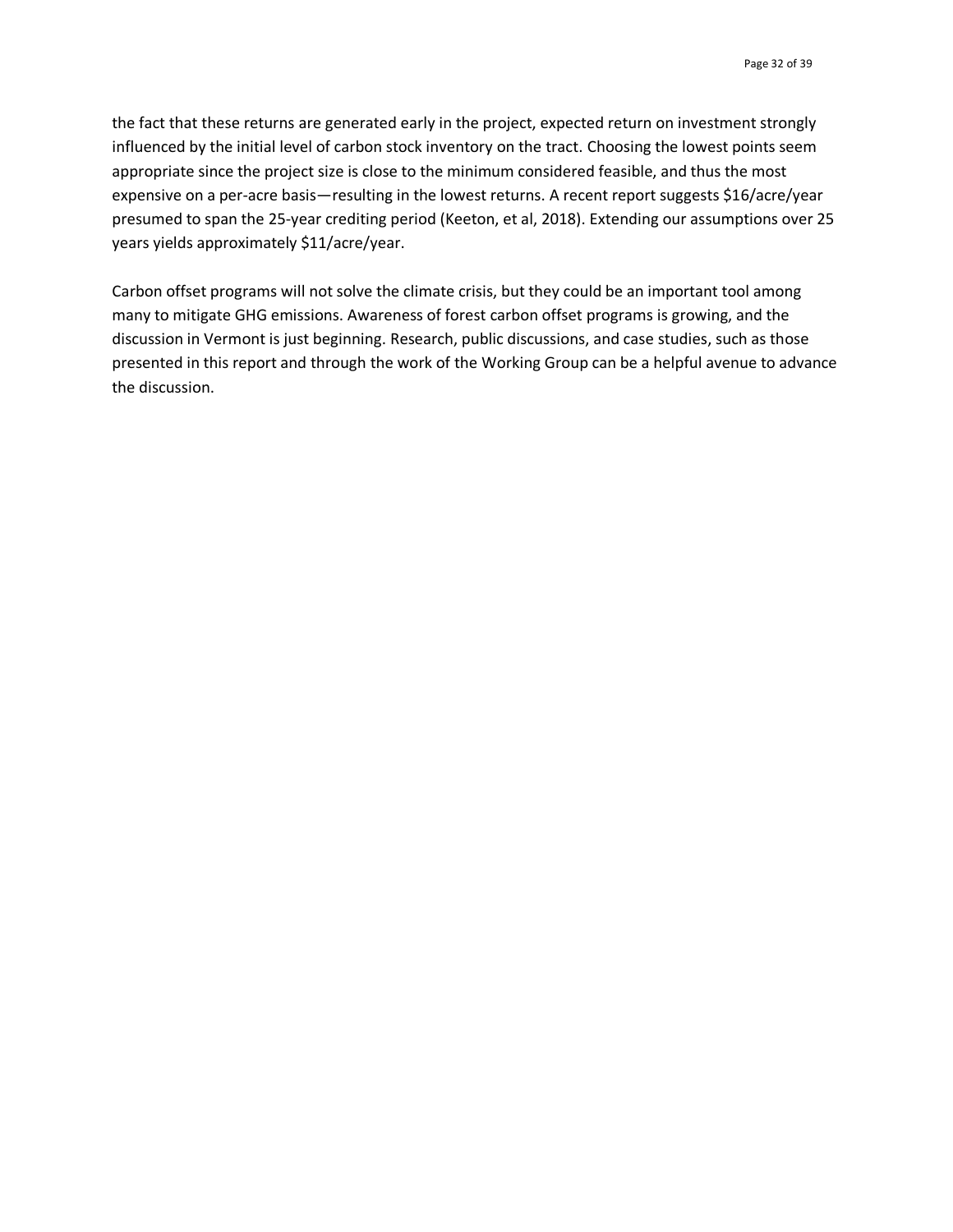the fact that these returns are generated early in the project, expected return on investment strongly influenced by the initial level of carbon stock inventory on the tract. Choosing the lowest points seem appropriate since the project size is close to the minimum considered feasible, and thus the most expensive on a per-acre basis—resulting in the lowest returns. A recent report suggests $16/acre/year presumed to span the 25-year crediting period (Keeton, et al, 2018). Extending our assumptions over 25 years yields approximately $11/acre/year.

Carbon offset programs will not solve the climate crisis, but they could be an important tool among many to mitigate GHG emissions. Awareness of forest carbon offset programs is growing, and the discussion in Vermont is just beginning. Research, public discussions, and case studies, such as those presented in this report and through the work of the Working Group can be a helpful avenue to advance the discussion.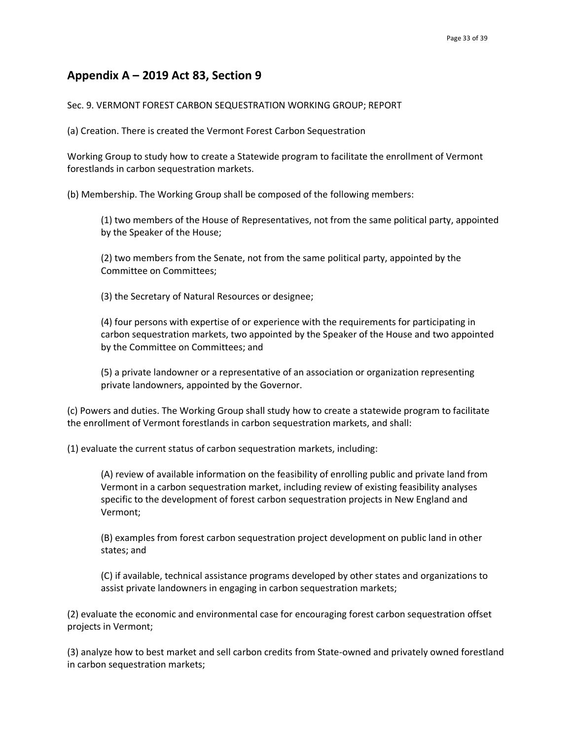## Appendix A – 2019 Act 83, Section 9

Sec. 9. VERMONT FOREST CARBON SEQUESTRATION WORKING GROUP; REPORT

(a) Creation. There is created the Vermont Forest Carbon Sequestration

Working Group to study how to create a Statewide program to facilitate the enrollment of Vermont forestlands in carbon sequestration markets.

(b) Membership. The Working Group shall be composed of the following members:

> (1) two members of the House of Representatives, not from the same political party, appointed by the Speaker of the House;
>
> (2) two members from the Senate, not from the same political party, appointed by the Committee on Committees;
>
> (3) the Secretary of Natural Resources or designee;
>
> (4) four persons with expertise of or experience with the requirements for participating in carbon sequestration markets, two appointed by the Speaker of the House and two appointed by the Committee on Committees; and
>
> (5) a private landowner or a representative of an association or organization representing private landowners, appointed by the Governor.

(c) Powers and duties. The Working Group shall study how to create a statewide program to facilitate the enrollment of Vermont forestlands in carbon sequestration markets, and shall:

(1) evaluate the current status of carbon sequestration markets, including:

> (A) review of available information on the feasibility of enrolling public and private land from Vermont in a carbon sequestration market, including review of existing feasibility analyses specific to the development of forest carbon sequestration projects in New England and Vermont;
>
> (B) examples from forest carbon sequestration project development on public land in other states; and
>
> (C) if available, technical assistance programs developed by other states and organizations to assist private landowners in engaging in carbon sequestration markets;

(2) evaluate the economic and environmental case for encouraging forest carbon sequestration offset projects in Vermont;

(3) analyze how to best market and sell carbon credits from State-owned and privately owned forestland in carbon sequestration markets;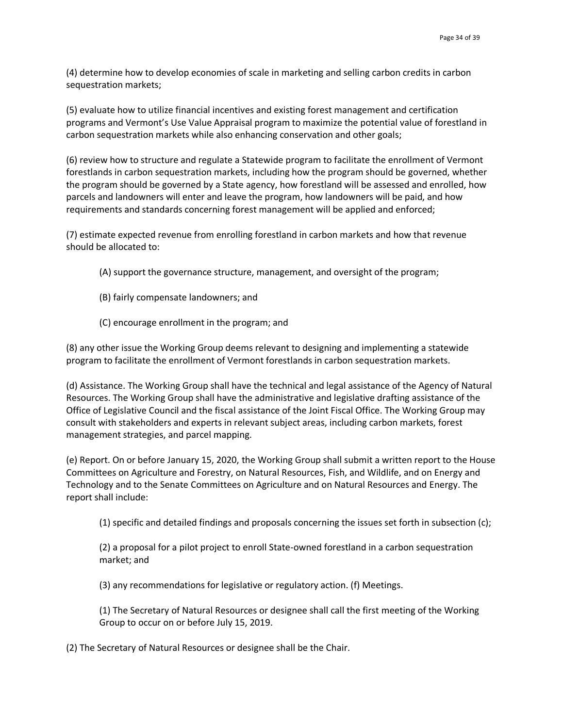(4) determine how to develop economies of scale in marketing and selling carbon credits in carbon sequestration markets;

(5) evaluate how to utilize financial incentives and existing forest management and certification programs and Vermont's Use Value Appraisal program to maximize the potential value of forestland in carbon sequestration markets while also enhancing conservation and other goals;

(6) review how to structure and regulate a Statewide program to facilitate the enrollment of Vermont forestlands in carbon sequestration markets, including how the program should be governed, whether the program should be governed by a State agency, how forestland will be assessed and enrolled, how parcels and landowners will enter and leave the program, how landowners will be paid, and how requirements and standards concerning forest management will be applied and enforced;

(7) estimate expected revenue from enrolling forestland in carbon markets and how that revenue should be allocated to:

> (A) support the governance structure, management, and oversight of the program;
>
> (B) fairly compensate landowners; and
>
> (C) encourage enrollment in the program; and

(8) any other issue the Working Group deems relevant to designing and implementing a statewide program to facilitate the enrollment of Vermont forestlands in carbon sequestration markets.

(d) Assistance. The Working Group shall have the technical and legal assistance of the Agency of Natural Resources. The Working Group shall have the administrative and legislative drafting assistance of the Office of Legislative Council and the fiscal assistance of the Joint Fiscal Office. The Working Group may consult with stakeholders and experts in relevant subject areas, including carbon markets, forest management strategies, and parcel mapping.

(e) Report. On or before January 15, 2020, the Working Group shall submit a written report to the House Committees on Agriculture and Forestry, on Natural Resources, Fish, and Wildlife, and on Energy and Technology and to the Senate Committees on Agriculture and on Natural Resources and Energy. The report shall include:

> (1) specific and detailed findings and proposals concerning the issues set forth in subsection (c);
>
> (2) a proposal for a pilot project to enroll State-owned forestland in a carbon sequestration market; and
>
> (3) any recommendations for legislative or regulatory action. (f) Meetings.
>
> (1) The Secretary of Natural Resources or designee shall call the first meeting of the Working Group to occur on or before July 15, 2019.

(2) The Secretary of Natural Resources or designee shall be the Chair.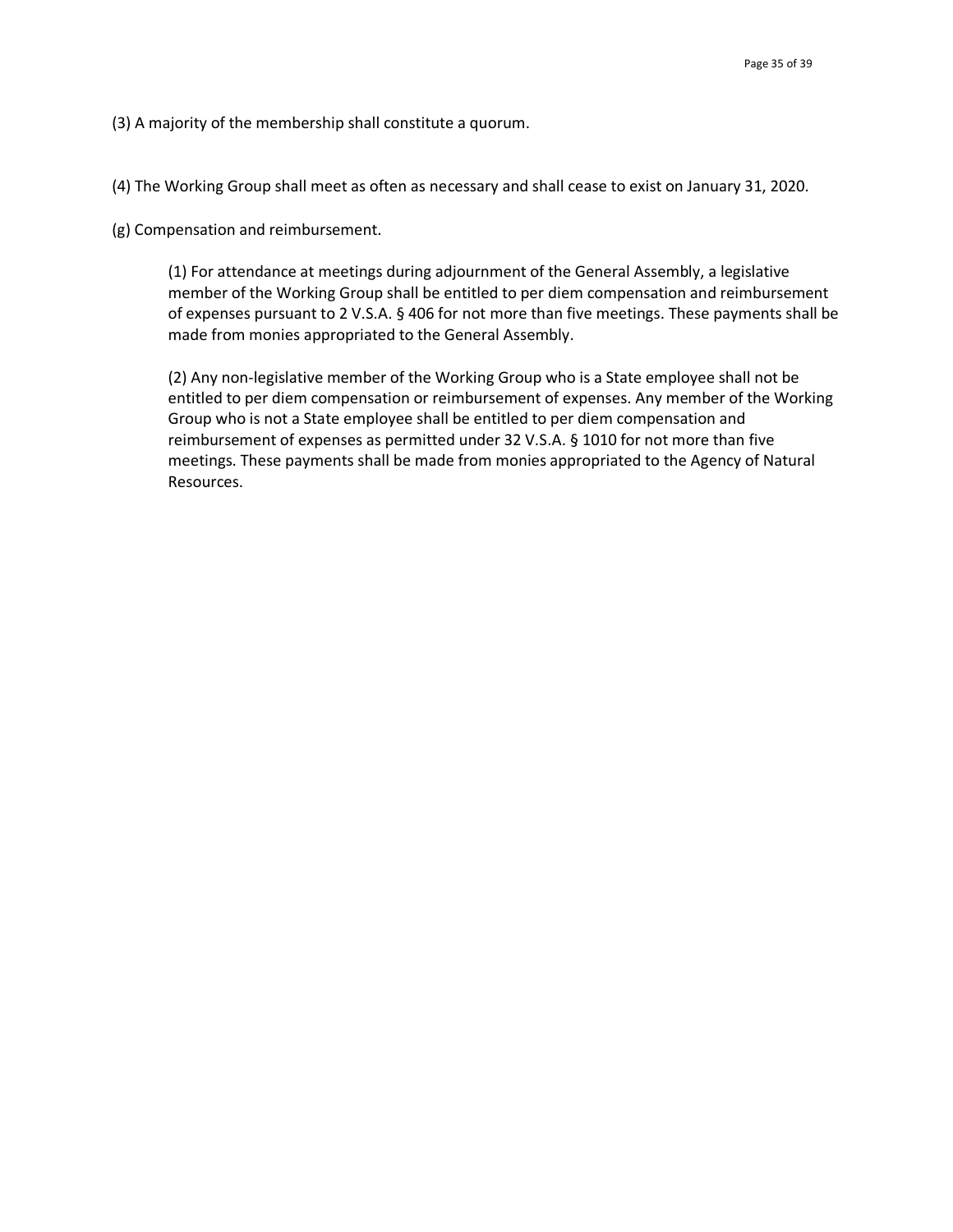(3) A majority of the membership shall constitute a quorum.

(4) The Working Group shall meet as often as necessary and shall cease to exist on January 31, 2020.

(g) Compensation and reimbursement.

> (1) For attendance at meetings during adjournment of the General Assembly, a legislative member of the Working Group shall be entitled to per diem compensation and reimbursement of expenses pursuant to 2 V.S.A. § 406 for not more than five meetings. These payments shall be made from monies appropriated to the General Assembly.
>
> (2) Any non-legislative member of the Working Group who is a State employee shall not be entitled to per diem compensation or reimbursement of expenses. Any member of the Working Group who is not a State employee shall be entitled to per diem compensation and reimbursement of expenses as permitted under 32 V.S.A. § 1010 for not more than five meetings. These payments shall be made from monies appropriated to the Agency of Natural Resources.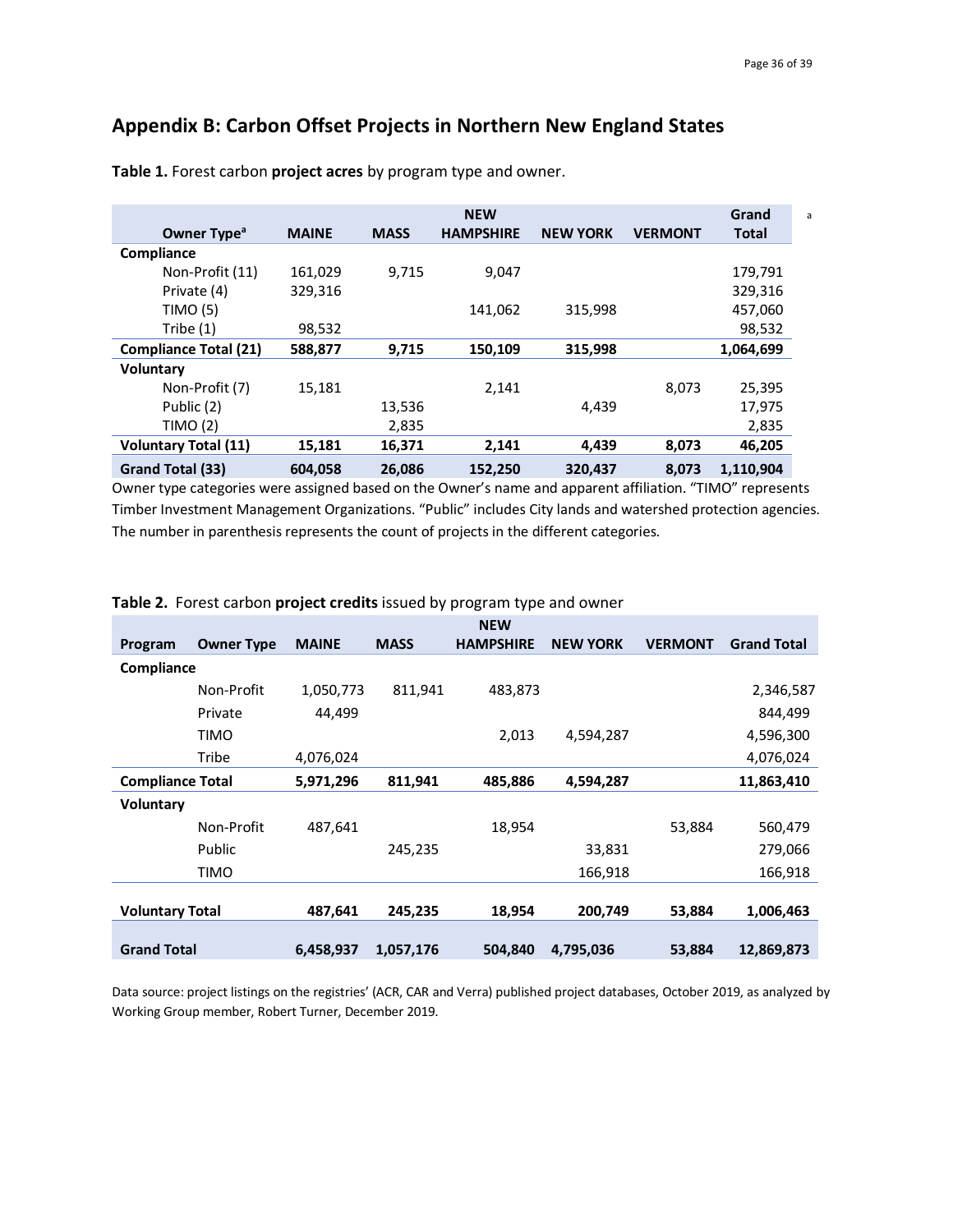## Appendix B: Carbon Offset Projects in Northern New England States

**Table 1.** Forest carbon **project acres** by program type and owner.

| Owner Type[a] | MAINE | MASS | NEW HAMPSHIRE | NEW YORK | VERMONT | Grand Total |
|---|---|---|---|---|---|---|
| **Compliance** | | | | | | |
| Non-Profit (11) | 161,029 | 9,715 | 9,047 | | | 179,791 |
| Private (4) | 329,316 | | | | | 329,316 |
| TIMO (5) | | | 141,062 | 315,998 | | 457,060 |
| Tribe (1) | 98,532 | | | | | 98,532 |
| **Compliance Total (21)** | **588,877** | **9,715** | **150,109** | **315,998** | | **1,064,699** |
| **Voluntary** | | | | | | |
| Non-Profit (7) | 15,181 | | 2,141 | | 8,073 | 25,395 |
| Public (2) | | 13,536 | | 4,439 | | 17,975 |
| TIMO (2) | | 2,835 | | | | 2,835 |
| **Voluntary Total (11)** | **15,181** | **16,371** | **2,141** | **4,439** | **8,073** | **46,205** |
| **Grand Total (33)** | **604,058** | **26,086** | **152,250** | **320,437** | **8,073** | **1,110,904** |

Owner type categories were assigned based on the Owner's name and apparent affiliation. "TIMO" represents Timber Investment Management Organizations. "Public" includes City lands and watershed protection agencies. The number in parenthesis represents the count of projects in the different categories.

**Table 2.** Forest carbon **project credits** issued by program type and owner

| Program | Owner Type | MAINE | MASS | NEW HAMPSHIRE | NEW YORK | VERMONT | Grand Total |
|---|---|---|---|---|---|---|---|
| **Compliance** | | | | | | | |
| | Non-Profit | 1,050,773 | 811,941 | 483,873 | | | 2,346,587 |
| | Private | 44,499 | | | | | 844,499 |
| | TIMO | | | 2,013 | 4,594,287 | | 4,596,300 |
| | Tribe | 4,076,024 | | | | | 4,076,024 |
| **Compliance Total** | | **5,971,296** | **811,941** | **485,886** | **4,594,287** | | **11,863,410** |
| **Voluntary** | | | | | | | |
| | Non-Profit | 487,641 | | 18,954 | | 53,884 | 560,479 |
| | Public | | 245,235 | | 33,831 | | 279,066 |
| | TIMO | | | | 166,918 | | 166,918 |
| **Voluntary Total** | | **487,641** | **245,235** | **18,954** | **200,749** | **53,884** | **1,006,463** |
| **Grand Total** | | **6,458,937** | **1,057,176** | **504,840** | **4,795,036** | **53,884** | **12,869,873** |

Data source: project listings on the registries' (ACR, CAR and Verra) published project databases, October 2019, as analyzed by Working Group member, Robert Turner, December 2019.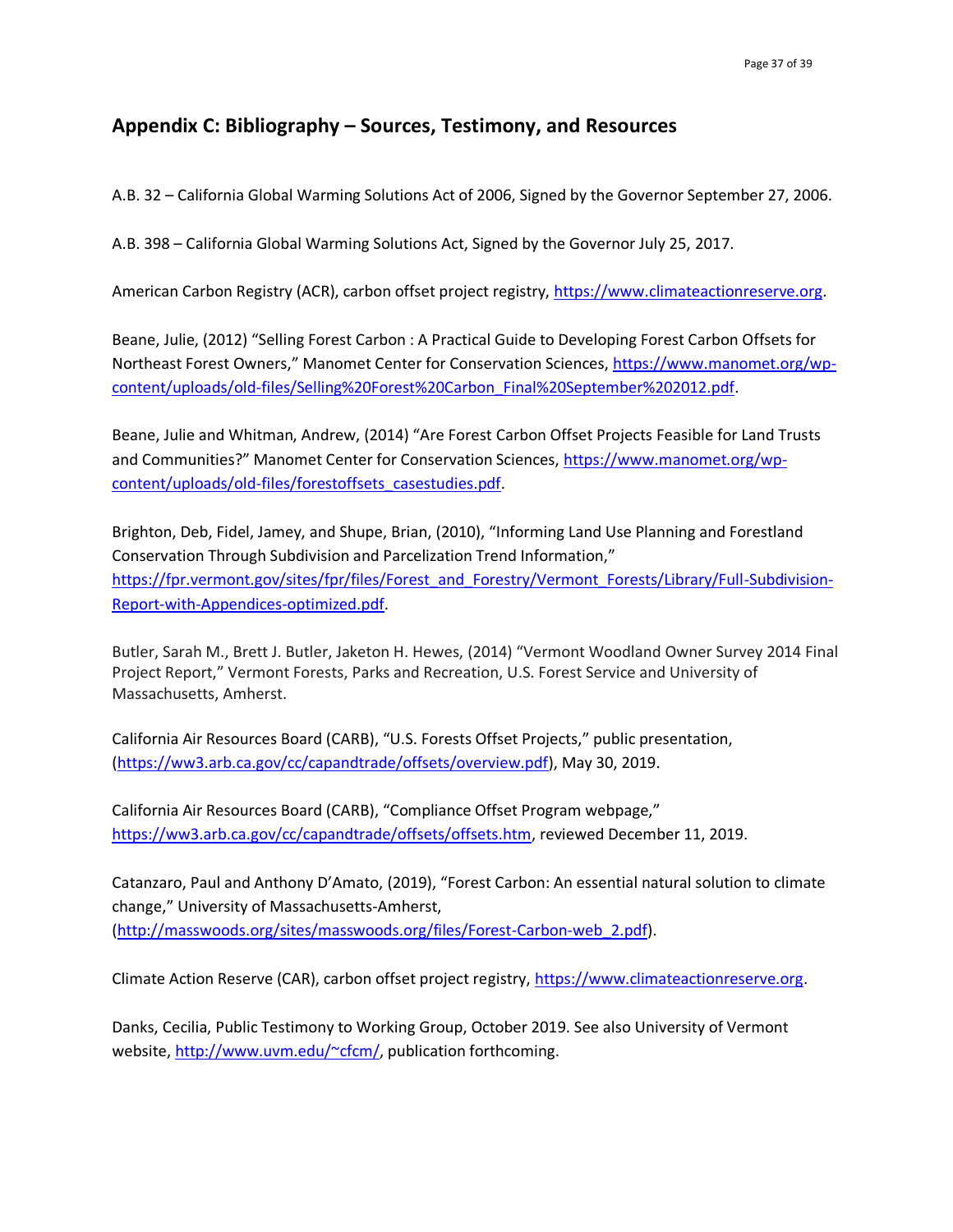## Appendix C: Bibliography – Sources, Testimony, and Resources

A.B. 32 – California Global Warming Solutions Act of 2006, Signed by the Governor September 27, 2006.

A.B. 398 – California Global Warming Solutions Act, Signed by the Governor July 25, 2017.

American Carbon Registry (ACR), carbon offset project registry, https://www.climateactionreserve.org.

Beane, Julie, (2012) "Selling Forest Carbon : A Practical Guide to Developing Forest Carbon Offsets for Northeast Forest Owners," Manomet Center for Conservation Sciences, https://www.manomet.org/wp-content/uploads/old-files/Selling%20Forest%20Carbon_Final%20September%202012.pdf.

Beane, Julie and Whitman, Andrew, (2014) "Are Forest Carbon Offset Projects Feasible for Land Trusts and Communities?" Manomet Center for Conservation Sciences, https://www.manomet.org/wp-content/uploads/old-files/forestoffsets_casestudies.pdf.

Brighton, Deb, Fidel, Jamey, and Shupe, Brian, (2010), "Informing Land Use Planning and Forestland Conservation Through Subdivision and Parcelization Trend Information," https://fpr.vermont.gov/sites/fpr/files/Forest_and_Forestry/Vermont_Forests/Library/Full-Subdivision-Report-with-Appendices-optimized.pdf.

Butler, Sarah M., Brett J. Butler, Jaketon H. Hewes, (2014) "Vermont Woodland Owner Survey 2014 Final Project Report," Vermont Forests, Parks and Recreation, U.S. Forest Service and University of Massachusetts, Amherst.

California Air Resources Board (CARB), "U.S. Forests Offset Projects," public presentation, (https://ww3.arb.ca.gov/cc/capandtrade/offsets/overview.pdf), May 30, 2019.

California Air Resources Board (CARB), "Compliance Offset Program webpage," https://ww3.arb.ca.gov/cc/capandtrade/offsets/offsets.htm, reviewed December 11, 2019.

Catanzaro, Paul and Anthony D'Amato, (2019), "Forest Carbon: An essential natural solution to climate change," University of Massachusetts-Amherst, (http://masswoods.org/sites/masswoods.org/files/Forest-Carbon-web_2.pdf).

Climate Action Reserve (CAR), carbon offset project registry, https://www.climateactionreserve.org.

Danks, Cecilia, Public Testimony to Working Group, October 2019. See also University of Vermont website, http://www.uvm.edu/~cfcm/, publication forthcoming.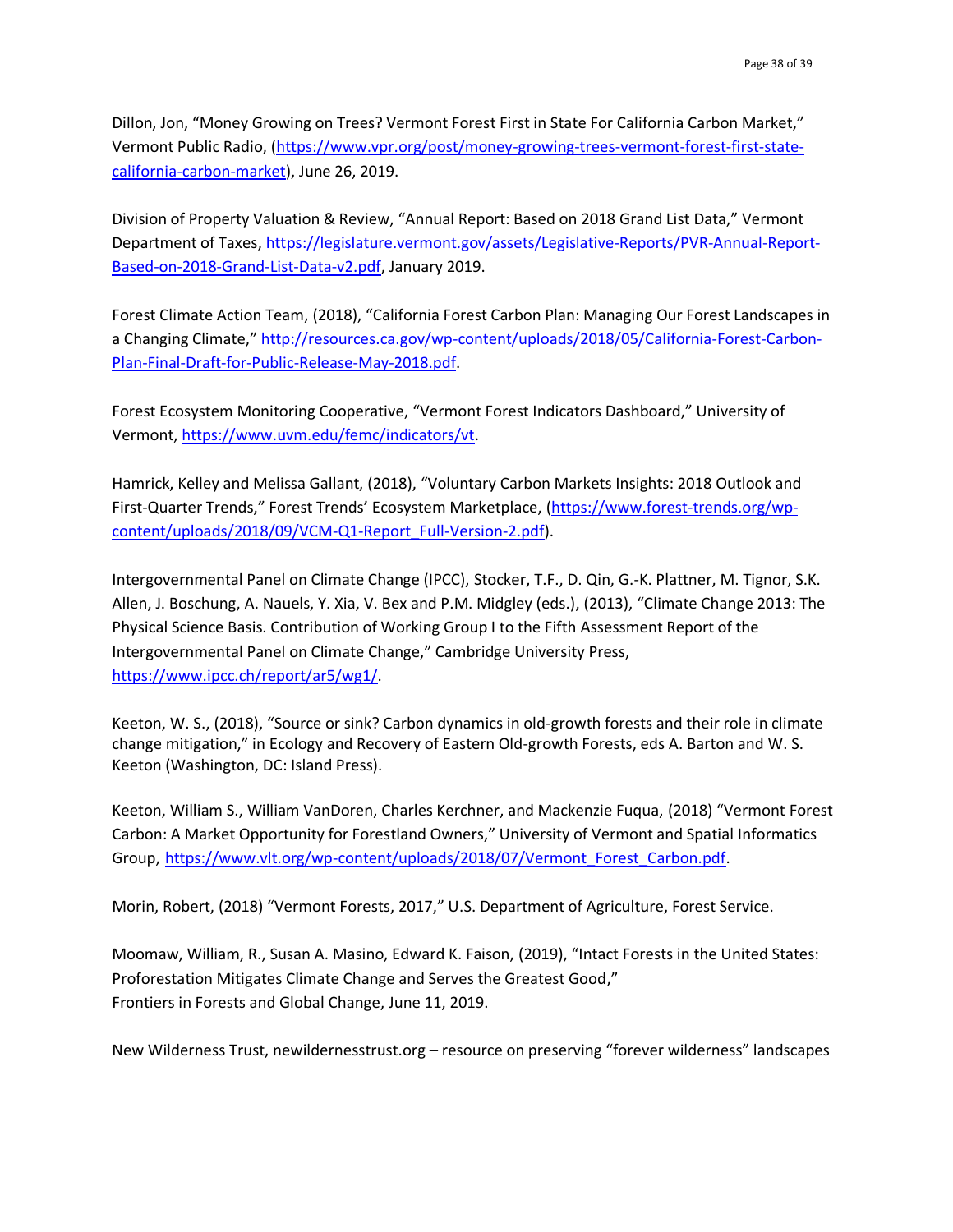Dillon, Jon, “Money Growing on Trees? Vermont Forest First in State For California Carbon Market,” Vermont Public Radio, (https://www.vpr.org/post/money-growing-trees-vermont-forest-first-state-california-carbon-market), June 26, 2019.

Division of Property Valuation & Review, “Annual Report: Based on 2018 Grand List Data,” Vermont Department of Taxes, https://legislature.vermont.gov/assets/Legislative-Reports/PVR-Annual-Report-Based-on-2018-Grand-List-Data-v2.pdf, January 2019.

Forest Climate Action Team, (2018), “California Forest Carbon Plan: Managing Our Forest Landscapes in a Changing Climate,” http://resources.ca.gov/wp-content/uploads/2018/05/California-Forest-Carbon-Plan-Final-Draft-for-Public-Release-May-2018.pdf.

Forest Ecosystem Monitoring Cooperative, “Vermont Forest Indicators Dashboard,” University of Vermont, https://www.uvm.edu/femc/indicators/vt.

Hamrick, Kelley and Melissa Gallant, (2018), “Voluntary Carbon Markets Insights: 2018 Outlook and First-Quarter Trends,” Forest Trends’ Ecosystem Marketplace, (https://www.forest-trends.org/wp-content/uploads/2018/09/VCM-Q1-Report_Full-Version-2.pdf).

Intergovernmental Panel on Climate Change (IPCC), Stocker, T.F., D. Qin, G.-K. Plattner, M. Tignor, S.K. Allen, J. Boschung, A. Nauels, Y. Xia, V. Bex and P.M. Midgley (eds.), (2013), “Climate Change 2013: The Physical Science Basis. Contribution of Working Group I to the Fifth Assessment Report of the Intergovernmental Panel on Climate Change,” Cambridge University Press, https://www.ipcc.ch/report/ar5/wg1/.

Keeton, W. S., (2018), “Source or sink? Carbon dynamics in old-growth forests and their role in climate change mitigation,” in Ecology and Recovery of Eastern Old-growth Forests, eds A. Barton and W. S. Keeton (Washington, DC: Island Press).

Keeton, William S., William VanDoren, Charles Kerchner, and Mackenzie Fuqua, (2018) “Vermont Forest Carbon: A Market Opportunity for Forestland Owners,” University of Vermont and Spatial Informatics Group, https://www.vlt.org/wp-content/uploads/2018/07/Vermont_Forest_Carbon.pdf.

Morin, Robert, (2018) “Vermont Forests, 2017,” U.S. Department of Agriculture, Forest Service.

Moomaw, William, R., Susan A. Masino, Edward K. Faison, (2019), “Intact Forests in the United States: Proforestation Mitigates Climate Change and Serves the Greatest Good,” Frontiers in Forests and Global Change, June 11, 2019.

New Wilderness Trust, newildernesstrust.org – resource on preserving “forever wilderness” landscapes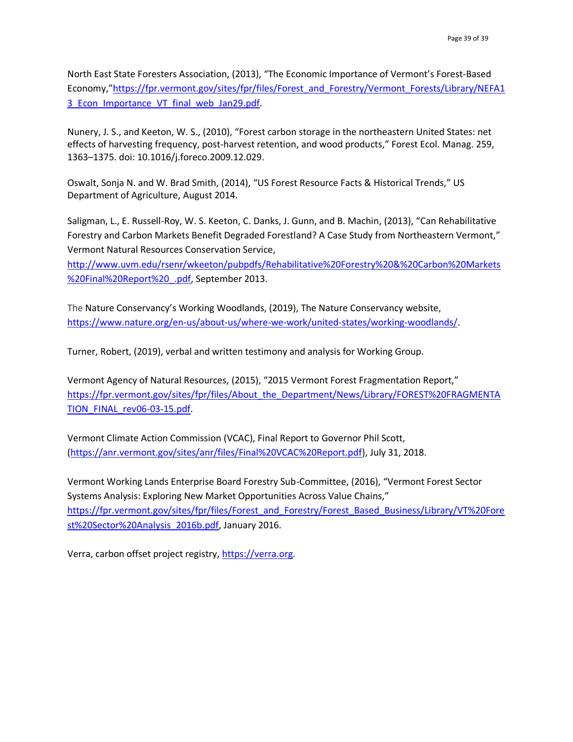North East State Foresters Association, (2013), "The Economic Importance of Vermont's Forest-Based Economy,"https://fpr.vermont.gov/sites/fpr/files/Forest_and_Forestry/Vermont_Forests/Library/NEFA13_Econ_Importance_VT_final_web_Jan29.pdf.

Nunery, J. S., and Keeton, W. S., (2010), "Forest carbon storage in the northeastern United States: net effects of harvesting frequency, post-harvest retention, and wood products," Forest Ecol. Manag. 259, 1363–1375. doi: 10.1016/j.foreco.2009.12.029.

Oswalt, Sonja N. and W. Brad Smith, (2014), "US Forest Resource Facts & Historical Trends," US Department of Agriculture, August 2014.

Saligman, L., E. Russell-Roy, W. S. Keeton, C. Danks, J. Gunn, and B. Machin, (2013), "Can Rehabilitative Forestry and Carbon Markets Benefit Degraded Forestland? A Case Study from Northeastern Vermont," Vermont Natural Resources Conservation Service, http://www.uvm.edu/rsenr/wkeeton/pubpdfs/Rehabilitative%20Forestry%20&%20Carbon%20Markets%20Final%20Report%20_.pdf, September 2013.

The Nature Conservancy's Working Woodlands, (2019), The Nature Conservancy website, https://www.nature.org/en-us/about-us/where-we-work/united-states/working-woodlands/.

Turner, Robert, (2019), verbal and written testimony and analysis for Working Group.

Vermont Agency of Natural Resources, (2015), "2015 Vermont Forest Fragmentation Report," https://fpr.vermont.gov/sites/fpr/files/About_the_Department/News/Library/FOREST%20FRAGMENTATION_FINAL_rev06-03-15.pdf.

Vermont Climate Action Commission (VCAC), Final Report to Governor Phil Scott, (https://anr.vermont.gov/sites/anr/files/Final%20VCAC%20Report.pdf), July 31, 2018.

Vermont Working Lands Enterprise Board Forestry Sub-Committee, (2016), "Vermont Forest Sector Systems Analysis: Exploring New Market Opportunities Across Value Chains," https://fpr.vermont.gov/sites/fpr/files/Forest_and_Forestry/Forest_Based_Business/Library/VT%20Forest%20Sector%20Analysis_2016b.pdf, January 2016.

Verra, carbon offset project registry, https://verra.org.